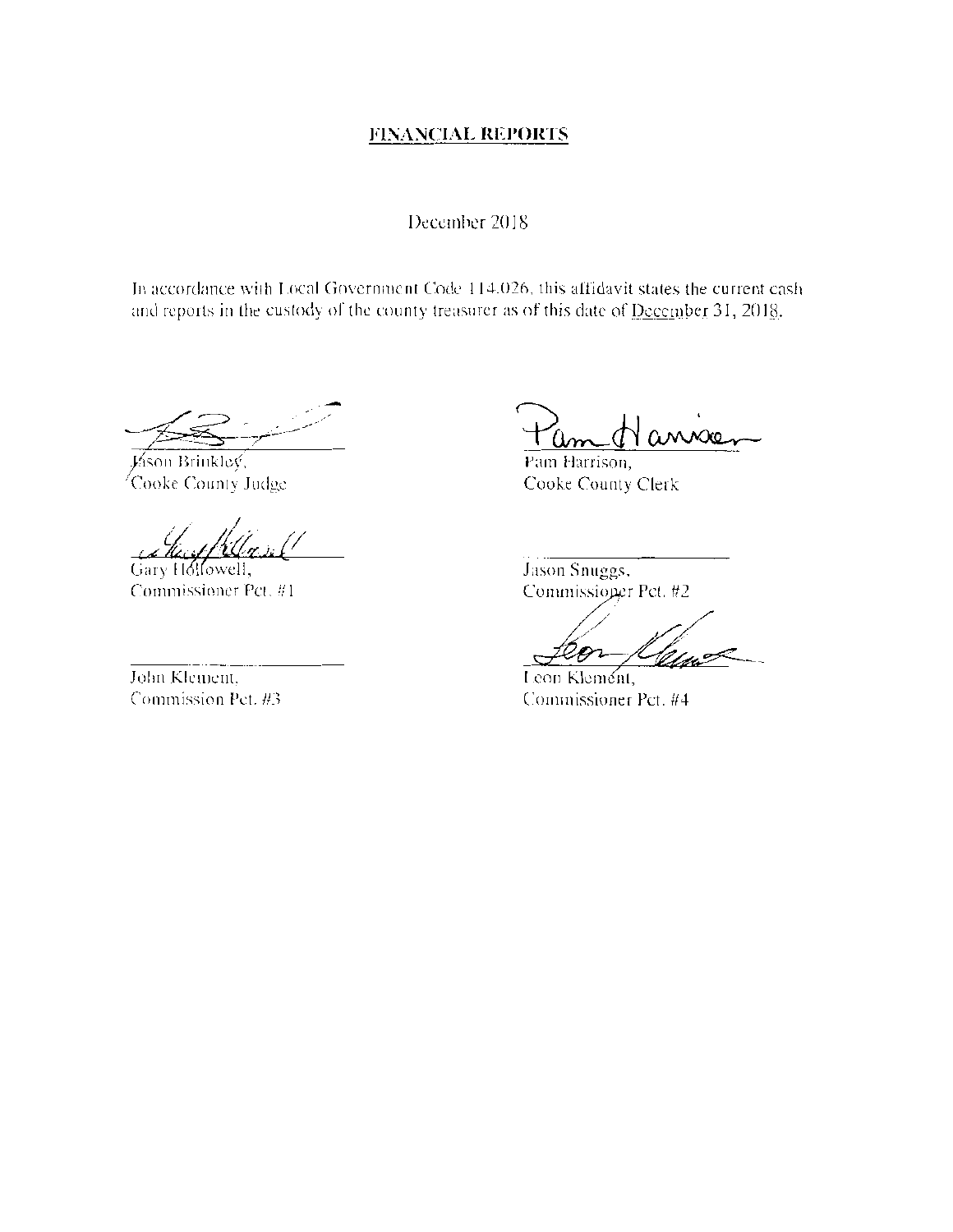# FINANCIAL REPORTS

December 2018

In accordance with Local Government Code 114.026, this affidavit states the current cash and reports in the custody of the county treasurer as of this date of December 31, 2018.

Jason Brinkley,
Cooke County Judge

Pam Harrison,
Cooke County Clerk

Gary Hollowell,
Commissioner Pct. #1

Jason Snuggs,
Commissioner Pct. #2

John Klement,
Commission Pct. #3

Leon Klement,
Commissioner Pct. #4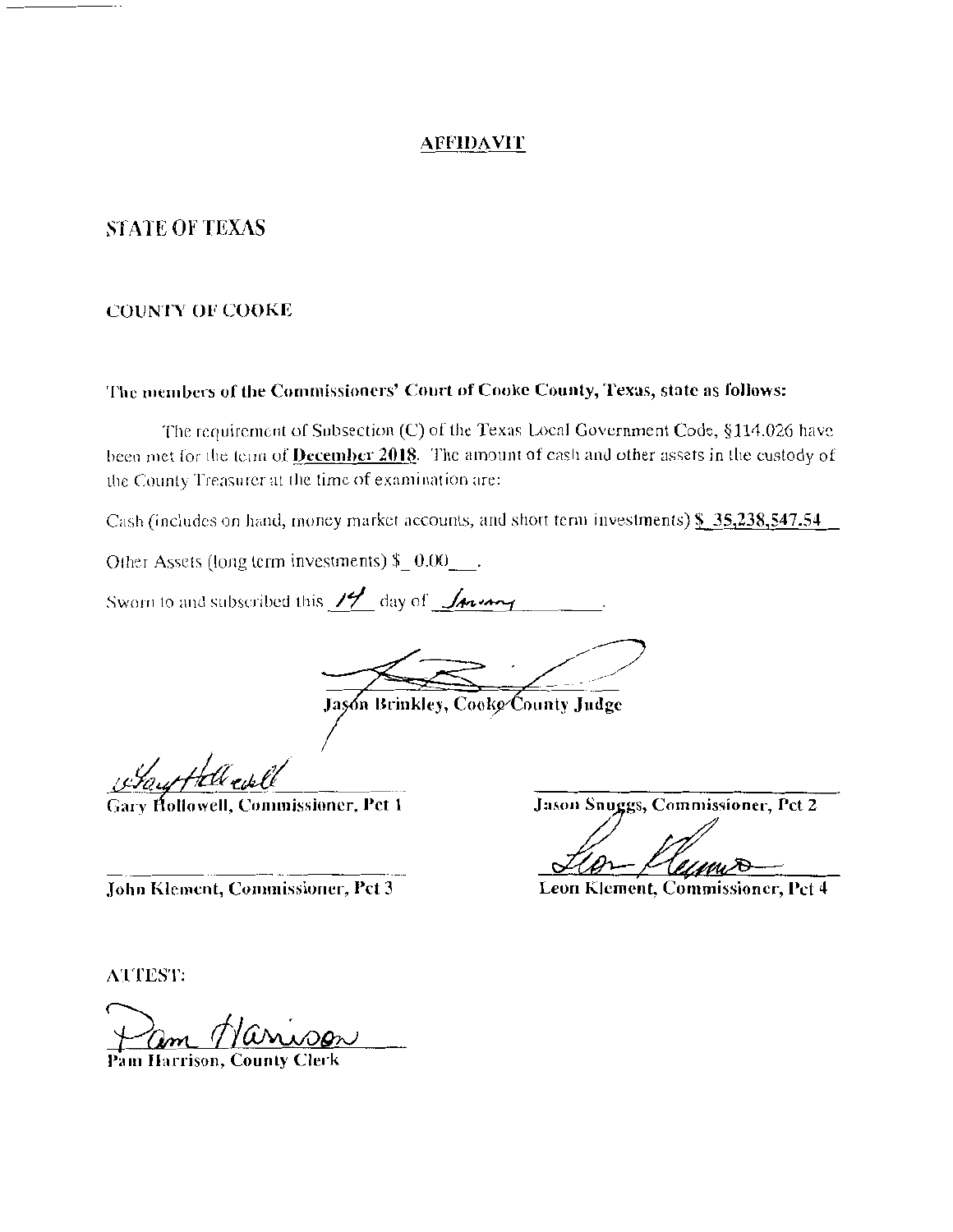# AFFIDAVIT

## STATE OF TEXAS

### COUNTY OF COOKE

**The members of the Commissioners' Court of Cooke County, Texas, state as follows:**

The requirement of Subsection (C) of the Texas Local Government Code, §114.026 have been met for the term of **December 2018**. The amount of cash and other assets in the custody of the County Treasurer at the time of examination are:

Cash (includes on hand, money market accounts, and short term investments) $ 35,238,547.54

Other Assets (long term investments) $ 0.00 .

Sworn to and subscribed this 14 day of January .

**Jason Brinkley, Cooke County Judge**

**Gary Hollowell, Commissioner, Pct 1**

**Jason Snuggs, Commissioner, Pct 2**

**John Klement, Commissioner, Pct 3**

**Leon Klement, Commissioner, Pct 4**

ATTEST:

**Pam Harrison, County Clerk**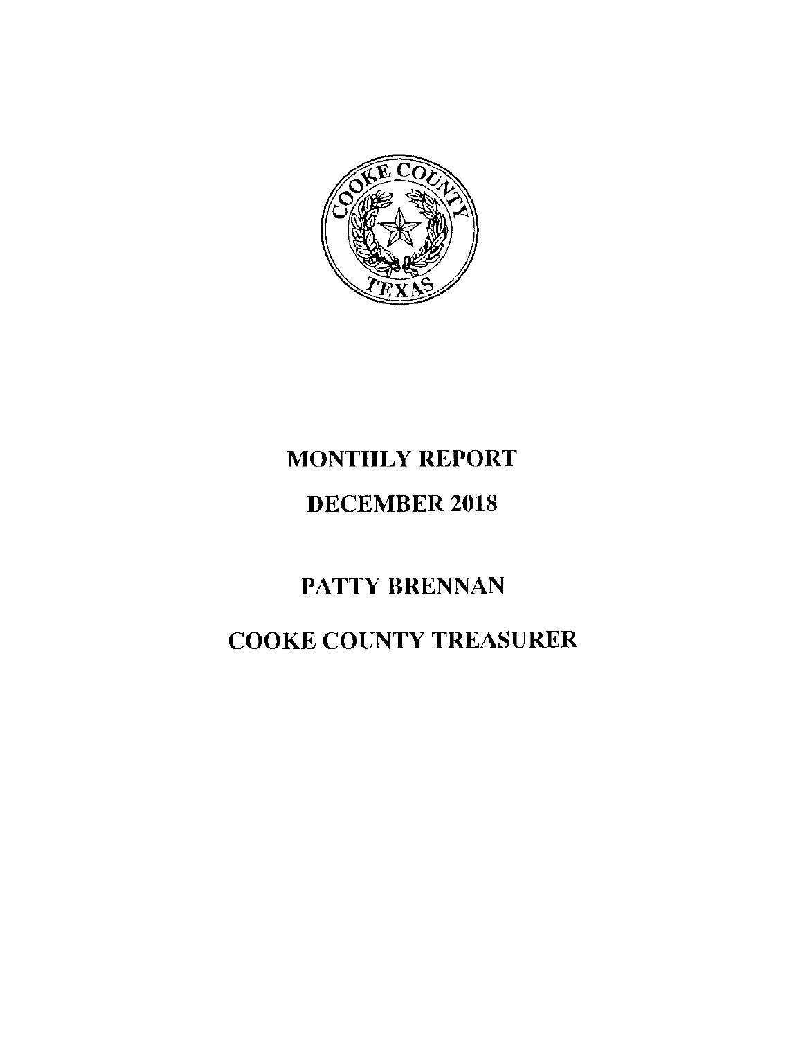# MONTHLY REPORT

# DECEMBER 2018

# PATTY BRENNAN

# COOKE COUNTY TREASURER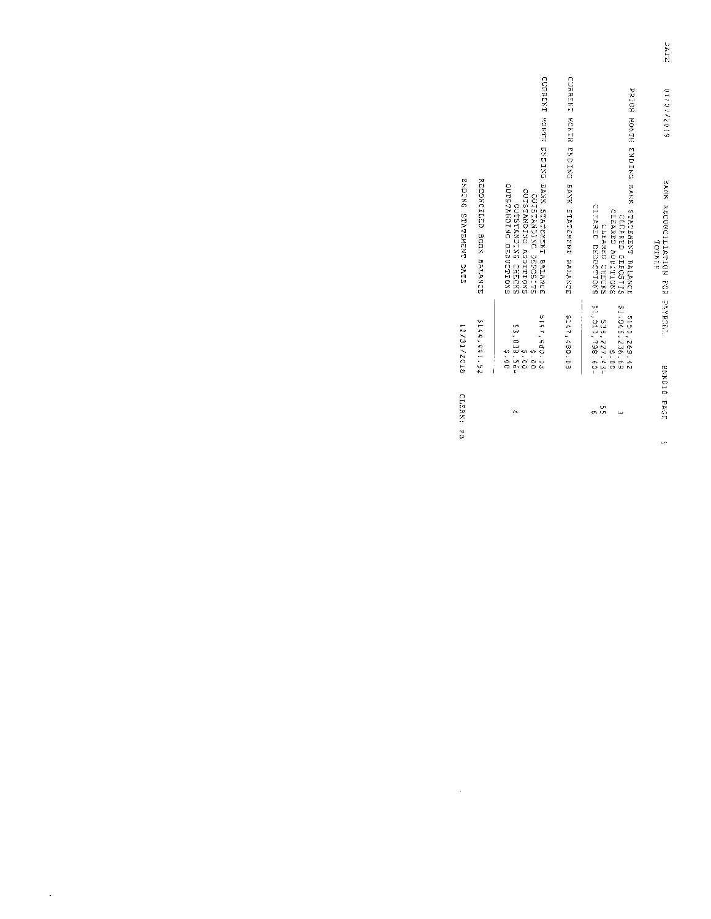DATE 01/07/2019 BANK RECONCILIATION FOR PAYROLL BRK010 PAGE 5

TOTALS

| | | |
|---|---|---|
| PRIOR MONTH ENDING BANK STATEMENT BALANCE | $150,269.42 | |
| CLEARED DEPOSITS | $1,066,236.69 | 3 |
| CLEARED ADDITIONS | $.00 | |
| CLEARED CHECKS | $38,227.43- | 55 |
| CLEARED DEDUCTIONS | $1,030,798.60- | 6 |
| CURRENT MONTH ENDING BANK STATEMENT BALANCE | $147,480.08 | |
| CURRENT MONTH ENDING BANK STATEMENT BALANCE | $147,480.08 | |
| OUTSTANDING DEPOSITS | $.00 | |
| OUTSTANDING ADDITIONS | $.00 | |
| OUTSTANDING CHECKS | $3,038.56- | 4 |
| OUTSTANDING DEDUCTIONS | $.00 | |
| RECONCILED BOOK BALANCE | $144,441.52 | |
| ENDING STATEMENT DATE | 12/31/2018 | CLERK: PB |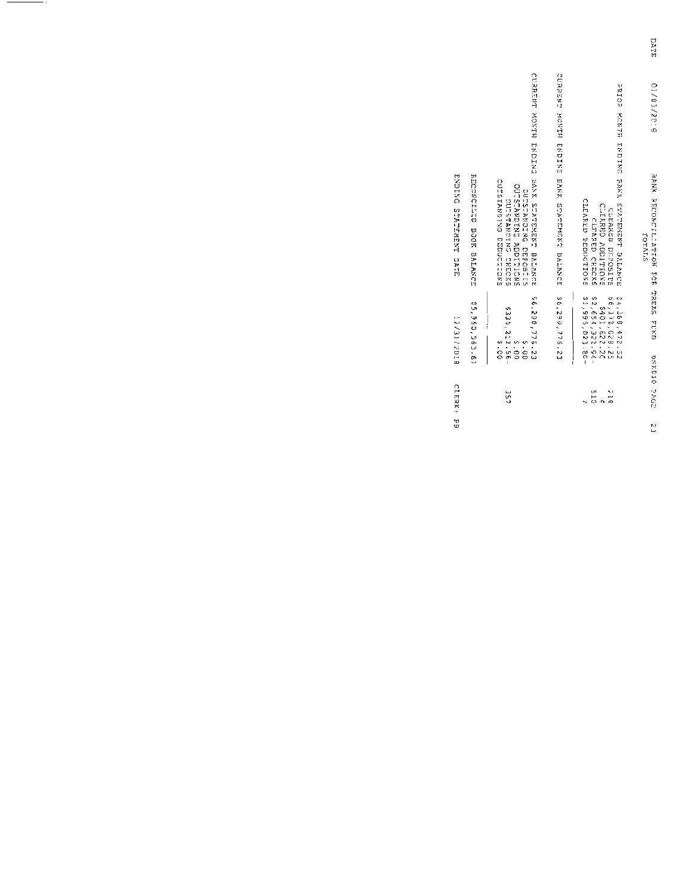DATE 01/03/2019 BANK RECONCILIATION FOR TREAS FUND BNK010 PAGE 23

TOTALS

| | | |
|---|---|---|
| PRIOR MONTH ENDING BANK STATEMENT BALANCE | $4,368,472.22 | |
| CLEARED DEPOSITS | $6,174,028.21 | 219 |
| CLEARED ADDITIONS | $401,622.20 | 4 |
| CLEARED CHECKS | $2,654,322.54- | 518 |
| CLEARED REDUCTIONS | $1,999,023.86- | 7 |
| CURRENT MONTH ENDING BANK STATEMENT BALANCE | $6,290,776.23 | |
| CURRENT MONTH ENDING BANK STATEMENT BALANCE | $6,290,776.23 | |
| OUTSTANDING DEPOSITS | $.00 | |
| OUTSTANDING ADDITIONS | $.00 | |
| OUTSTANDING CHECKS | $330,212.56- | 357 |
| OUTSTANDING DEDUCTIONS | $.00 | |
| RECONCILED BOOK BALANCE | $5,960,563.67 | |
| ENDING STATEMENT DATE | 12/31/2018 | CLERK: PB |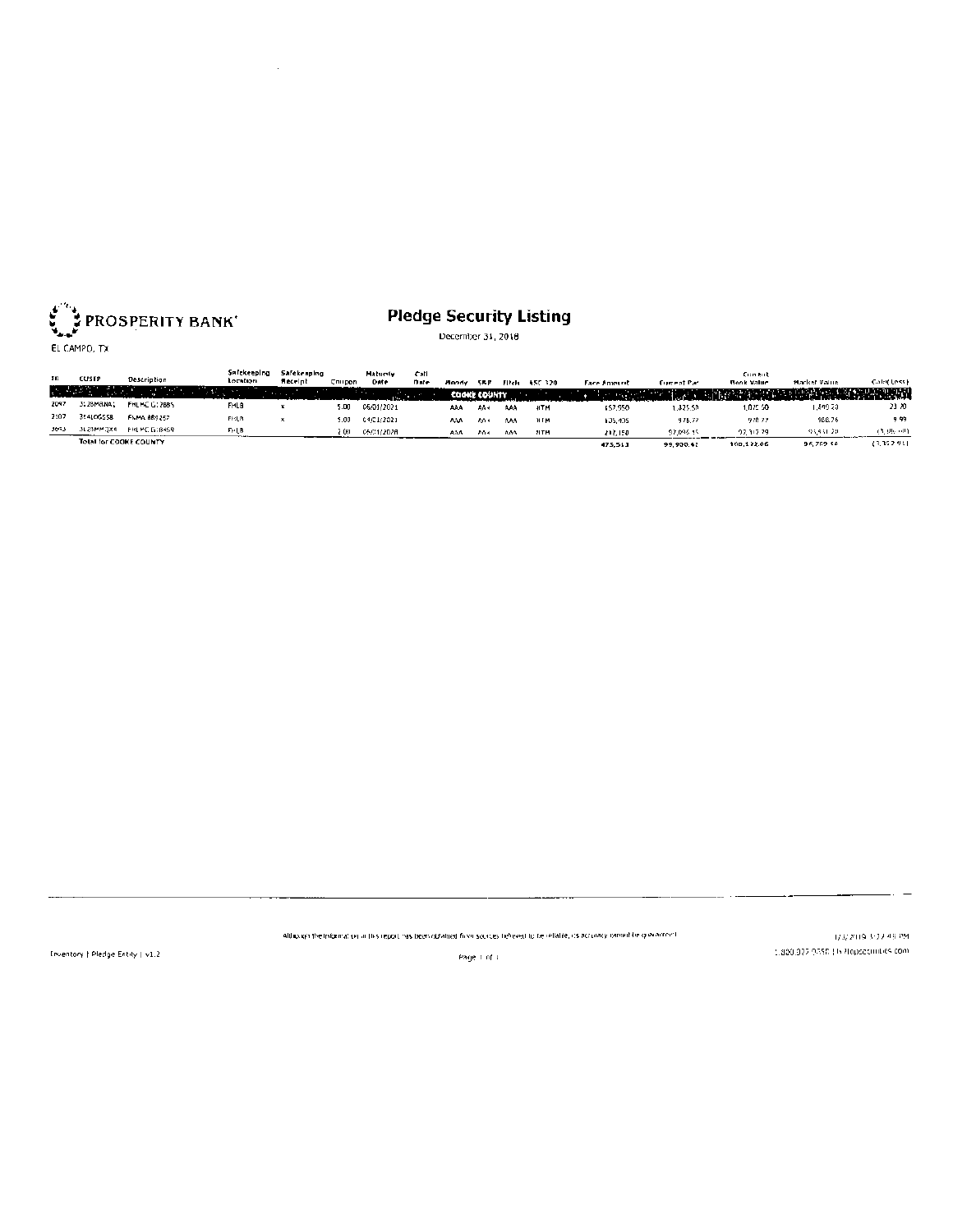PROSPERITY BANK

EL CAMPO, TX

# Pledge Security Listing

December 31, 2018

| ID | CUSIP | Description | Safekeeping Location | Safekeeping Receipt | Coupon | Maturity Date | Call Date | Moody | S&P | Fitch | ASC 320 | Face Amount | Current Par | Current Book Value | Market Value | Gain(Loss) |
|---|---|---|---|---|---|---|---|---|---|---|---|---|---|---|---|---|
| | | | | | | | | COOKE COUNTY | | | | | | | | |
| 2097 | 3128MBNA1 | FHLMC G12885 | FHLB | x | 5.00 | 06/01/2021 | | AAA | AA+ | AAA | HTM | 157,950 | 1,825.50 | 1,075.50 | 1,840.20 | 21.70 |
| 2107 | 31410GSS8 | FNMA 889257 | FHLB | x | 5.00 | 04/01/2021 | | AAA | AA+ | AAA | HTM | 105,405 | 978.77 | 978.77 | 988.76 | 9.99 |
| 3053 | 3128MMQX4 | FHLMC G18459 | FHLB | | 2.00 | 05/01/2028 | | AAA | AA+ | AAA | HTM | 212,150 | 97,096.15 | 97,317.79 | 93,931.20 | (3,386.60) |
| | Total for COOKE COUNTY | | | | | | | | | | | 475,513 | 99,900.42 | 100,122.06 | 96,769.34 | (3,352.91) |

Although the information in this report has been obtained from sources believed to be reliable, its accuracy cannot be guaranteed.

Inventory | Pledge Entity | v1.2

1/3/2019 3:22:48 PM

1.800.927.0558 | hilltopsecurities.com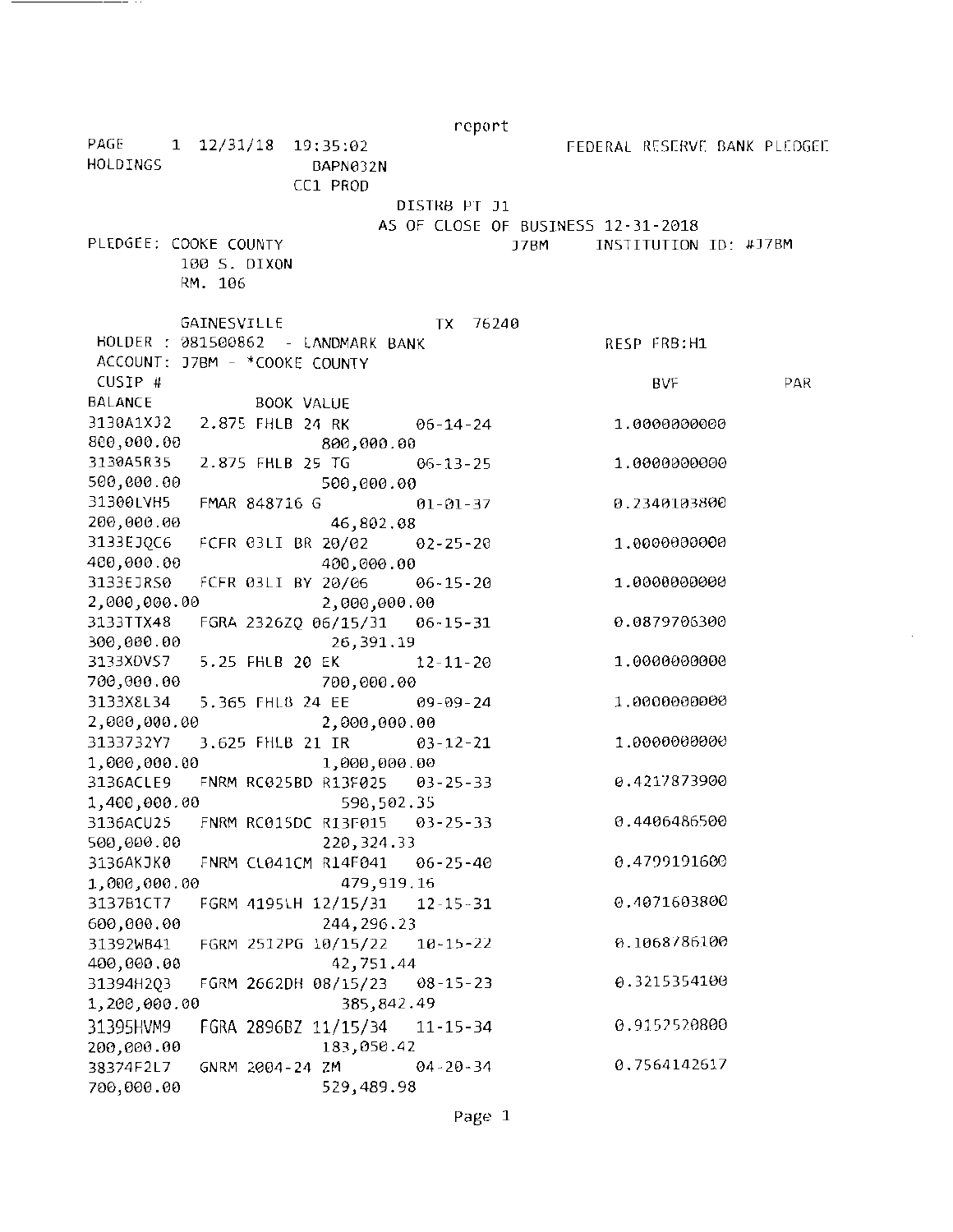report

PAGE 1 12/31/18 19:35:02 FEDERAL RESERVE BANK PLEDGEE HOLDINGS BAPN032N

CC1 PROD

DISTRB PT J1

AS OF CLOSE OF BUSINESS 12-31-2018

PLEDGEE: COOKE COUNTY J7BM INSTITUTION ID: #J7BM

100 S. DIXON

RM. 106

GAINESVILLE TX 76240

HOLDER : 081500862 - LANDMARK BANK RESP FRB:H1

ACCOUNT: J7BM - *COOKE COUNTY

| CUSIP # | DESCRIPTION | MATURITY | BVF | PAR BALANCE | BOOK VALUE |
|---|---|---|---|---|---|
| 3130A1XJ2 | 2.875 FHLB 24 RK | 06-14-24 | 1.0000000000 | 800,000.00 | 800,000.00 |
| 3130A5R35 | 2.875 FHLB 25 TG | 06-13-25 | 1.0000000000 | 500,000.00 | 500,000.00 |
| 31300LVH5 | FMAR 848716 G | 01-01-37 | 0.2340103800 | 200,000.00 | 46,802.08 |
| 3133EJQC6 | FCFR 03LI BR 20/02 | 02-25-20 | 1.0000000000 | 400,000.00 | 400,000.00 |
| 3133EJRS0 | FCFR 03LI BY 20/06 | 06-15-20 | 1.0000000000 | 2,000,000.00 | 2,000,000.00 |
| 3133TTX48 | FGRA 2326ZQ 06/15/31 | 06-15-31 | 0.0879706300 | 300,000.00 | 26,391.19 |
| 3133XDVS7 | 5.25 FHLB 20 EK | 12-11-20 | 1.0000000000 | 700,000.00 | 700,000.00 |
| 3133X8L34 | 5.365 FHLB 24 EE | 09-09-24 | 1.0000000000 | 2,000,000.00 | 2,000,000.00 |
| 313373 2Y7 | 3.625 FHLB 21 IR | 03-12-21 | 1.0000000000 | 1,000,000.00 | 1,000,000.00 |
| 3136ACLE9 | FNRM RC025BD R13F025 | 03-25-33 | 0.4217873900 | 1,400,000.00 | 590,502.35 |
| 3136ACU25 | FNRM RC015DC R13F015 | 03-25-33 | 0.4406486500 | 500,000.00 | 220,324.33 |
| 3136AKJK0 | FNRM CL041CM R14F041 | 06-25-40 | 0.4799191600 | 1,000,000.00 | 479,919.16 |
| 3137B1CT7 | FGRM 4195LH 12/15/31 | 12-15-31 | 0.4071603800 | 600,000.00 | 244,296.23 |
| 31392WB41 | FGRM 2512PG 10/15/22 | 10-15-22 | 0.1068786100 | 400,000.00 | 42,751.44 |
| 31394H2Q3 | FGRM 2662DH 08/15/23 | 08-15-23 | 0.3215354100 | 1,200,000.00 | 385,842.49 |
| 31395HVM9 | FGRA 2896BZ 11/15/34 | 11-15-34 | 0.9152520800 | 200,000.00 | 183,050.42 |
| 38374F2L7 | GNRM 2004-24 ZM | 04-20-34 | 0.7564142617 | 700,000.00 | 529,489.98 |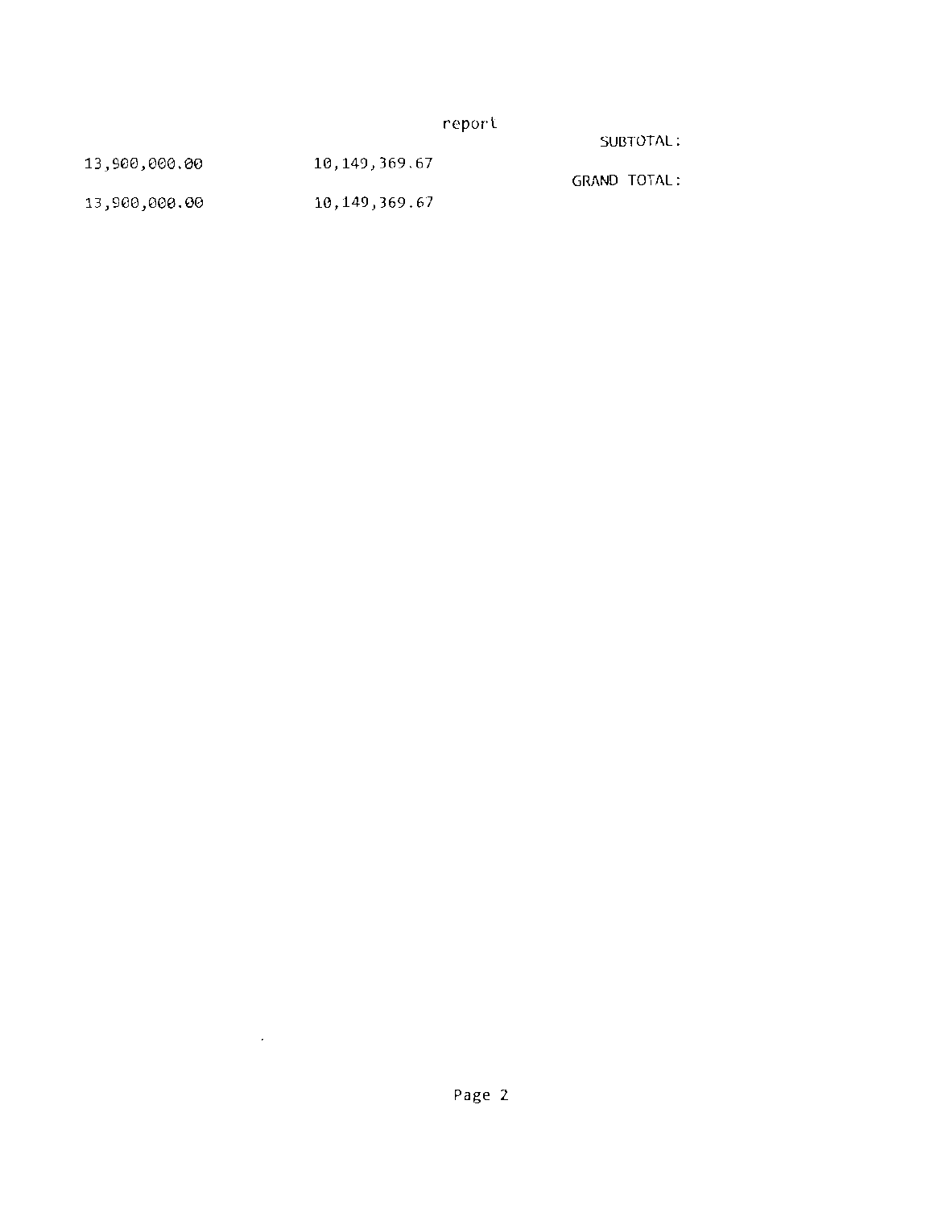report

SUBTOTAL:

13,900,000.00 10,149,369.67

GRAND TOTAL:

13,900,000.00 10,149,369.67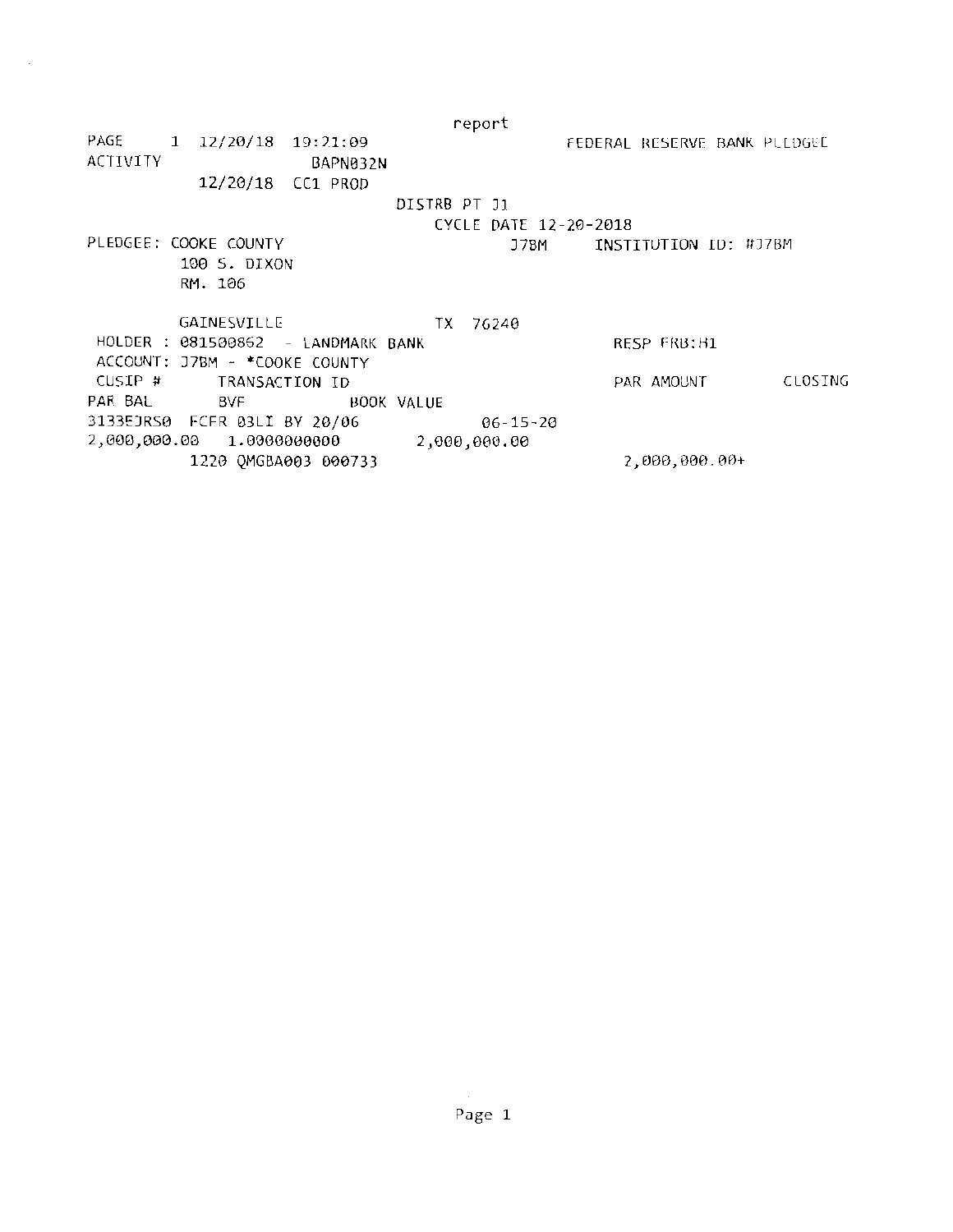report

PAGE 1 12/20/18 19:21:09 FEDERAL RESERVE BANK PLEDGEE
ACTIVITY BAPN032N
12/20/18 CC1 PROD

DISTRB PT J1
CYCLE DATE 12-20-2018

PLEDGEE: COOKE COUNTY J7BM INSTITUTION ID: #J7BM
100 S. DIXON
RM. 106

GAINESVILLE TX 76240

HOLDER : 081500862 - LANDMARK BANK RESP FRB:H1
ACCOUNT: J7BM - *COOKE COUNTY

| CUSIP # | TRANSACTION ID | | PAR AMOUNT | CLOSING |
|---|---|---|---|---|
| PAR BAL | BVF | BOOK VALUE | | |
| 3133EJRS0 | FCFR 03LI BY 20/06 | 06-15-20 | | |
| 2,000,000.00 | 1.0000000000 | 2,000,000.00 | | |
| | 1220 QMGBA003 000733 | | 2,000,000.00+ | |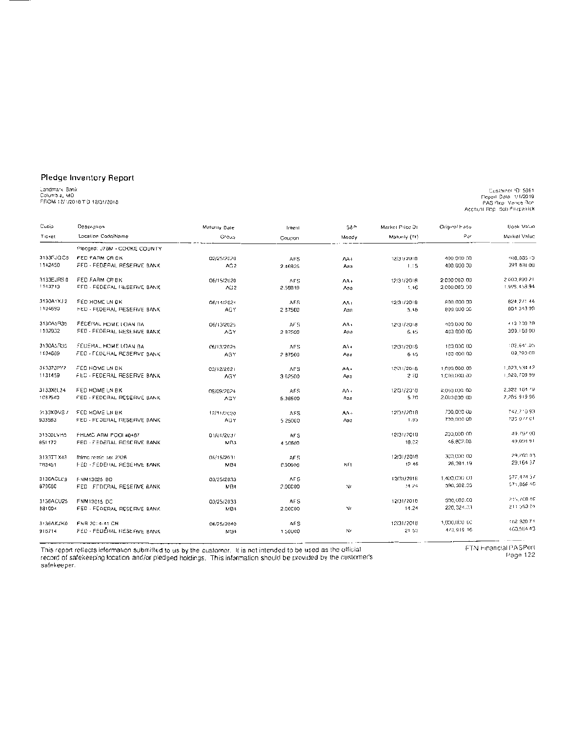## Pledge Inventory Report

Landmark Bank
Columbia, MO
FROM 12/1/2018 TO 12/31/2018

Customer ID: 5861
Report Date: 1/1/2019
PAS Rep: Vance Ron
Account Rep: Bob Fitzpatrick

| Cusip<br>Ticket | Description<br>Location Code/Name | Maturity Date<br>Group | Intent<br>Coupon | S&P<br>Moody | Market Price Dt<br>Maturity (Yr) | Original Face<br>Par | Book Value<br>Market Value |
|---|---|---|---|---|---|---|---|
| | Pledged: J7BM - COOKE COUNTY | | | | | | |
| 3133EJQC6<br>1142450 | FED FARM CR BK<br>FED - FEDERAL RESERVE BANK | 02/25/2020<br>AG2 | AFS<br>2.46925 | AA+<br>Aaa | 12/31/2018<br>1.15 | 400,000.00<br>400,000.00 | 400,005.10<br>399,834.00 |
| 3133EJRS0<br>1143713 | FED FARM CR BK<br>FED - FEDERAL RESERVE BANK | 06/15/2020<br>AG2 | AFS<br>2.50819 | AA+<br>Aaa | 12/31/2018<br>1.46 | 2,000,000.00<br>2,000,000.00 | 2,000,890.21<br>1,998,458.94 |
| 3130A1XJ2<br>1104680 | FED HOME LN BK<br>FED - FEDERAL RESERVE BANK | 06/14/2024<br>AGY | AFS<br>2.87500 | AA+<br>Aaa | 12/31/2018<br>5.46 | 800,000.00<br>800,000.00 | 824,271.44<br>801,343.99 |
| 3130A5R35<br>1102932 | FEDERAL HOME LOAN BA<br>FED - FEDERAL RESERVE BANK | 06/13/2025<br>AGY | AFS<br>2.87500 | AA+<br>Aaa | 12/31/2018<br>6.45 | 400,000.00<br>400,000.00 | 413,709.79<br>399,150.00 |
| 3130A5R35<br>1104689 | FEDERAL HOME LOAN BA<br>FED - FEDERAL RESERVE BANK | 06/13/2025<br>AGY | AFS<br>2.87500 | AA+<br>Aaa | 12/31/2018<br>6.45 | 100,000.00<br>100,000.00 | 102,641.05<br>99,790.00 |
| 313373PY7<br>1131459 | FED HOME LN BK<br>FED - FEDERAL RESERVE BANK | 03/12/2021<br>AGY | AFS<br>3.62500 | AA+<br>Aaa | 12/31/2018<br>2.20 | 1,000,000.00<br>1,000,000.00 | 1,023,534.42<br>1,020,709.99 |
| 3133XUL34<br>1087540 | FED HOME LN BK<br>FED - FEDERAL RESERVE BANK | 09/09/2024<br>AGY | AFS<br>5.36500 | AA+<br>Aaa | 12/31/2018<br>5.70 | 2,000,000.00<br>2,000,000.00 | 2,322,161.79<br>2,265,919.96 |
| 3133XDVS7<br>933583 | FED HOME LN BK<br>FED - FEDERAL RESERVE BANK | 12/11/2020<br>AGY | AFS<br>5.25000 | AA+<br>Aaa | 12/31/2018<br>1.95 | 700,000.00<br>700,000.00 | 742,710.93<br>735,077.01 |
| 31300LVH5<br>851172 | FHLMC ARM POOL #8487<br>FED - FEDERAL RESERVE BANK | 01/01/2037<br>MB3 | AFS<br>4.50600 | | 12/31/2018<br>18.02 | 200,000.00<br>46,802.08 | 49,797.00<br>49,001.91 |
| 3133TTX43<br>783451 | fhlmc remic ser 2326<br>FED - FEDERAL RESERVE BANK | 06/15/2031<br>MB4 | AFS<br>6.50000 | NR | 12/31/2018<br>12.46 | 300,000.00<br>26,391.19 | 29,209.03<br>29,164.37 |
| 3136ACLC9<br>879080 | FNM13025 BD<br>FED - FEDERAL RESERVE BANK | 03/25/2033<br>MB4 | AFS<br>2.00000 | Nr | 12/31/2018<br>14.24 | 1,400,000.00<br>590,302.33 | 577,474.57<br>571,866.40 |
| 3136ACU25<br>881004 | FNM13015 DC<br>FED - FEDERAL RESERVE BANK | 03/25/2033<br>MB4 | AFS<br>2.00000 | Nr | 12/31/2018<br>14.24 | 500,000.00<br>220,324.33 | 215,708.66<br>211,553.29 |
| 3136AKJK0<br>916714 | FNR 2014-41 CN<br>FED - FEDERAL RESERVE BANK | 06/25/2040<br>MB4 | AFS<br>1.50000 | Nr | 12/31/2018<br>21.50 | 1,000,000.00<br>470,919.16 | 462,930.71<br>460,564.43 |

This report reflects information submitted to us by the customer. It is not intended to be used as the official record of safekeeping location and/or pledged holdings. This information should be provided by the customer's safekeeper.

FTN Financial PASPort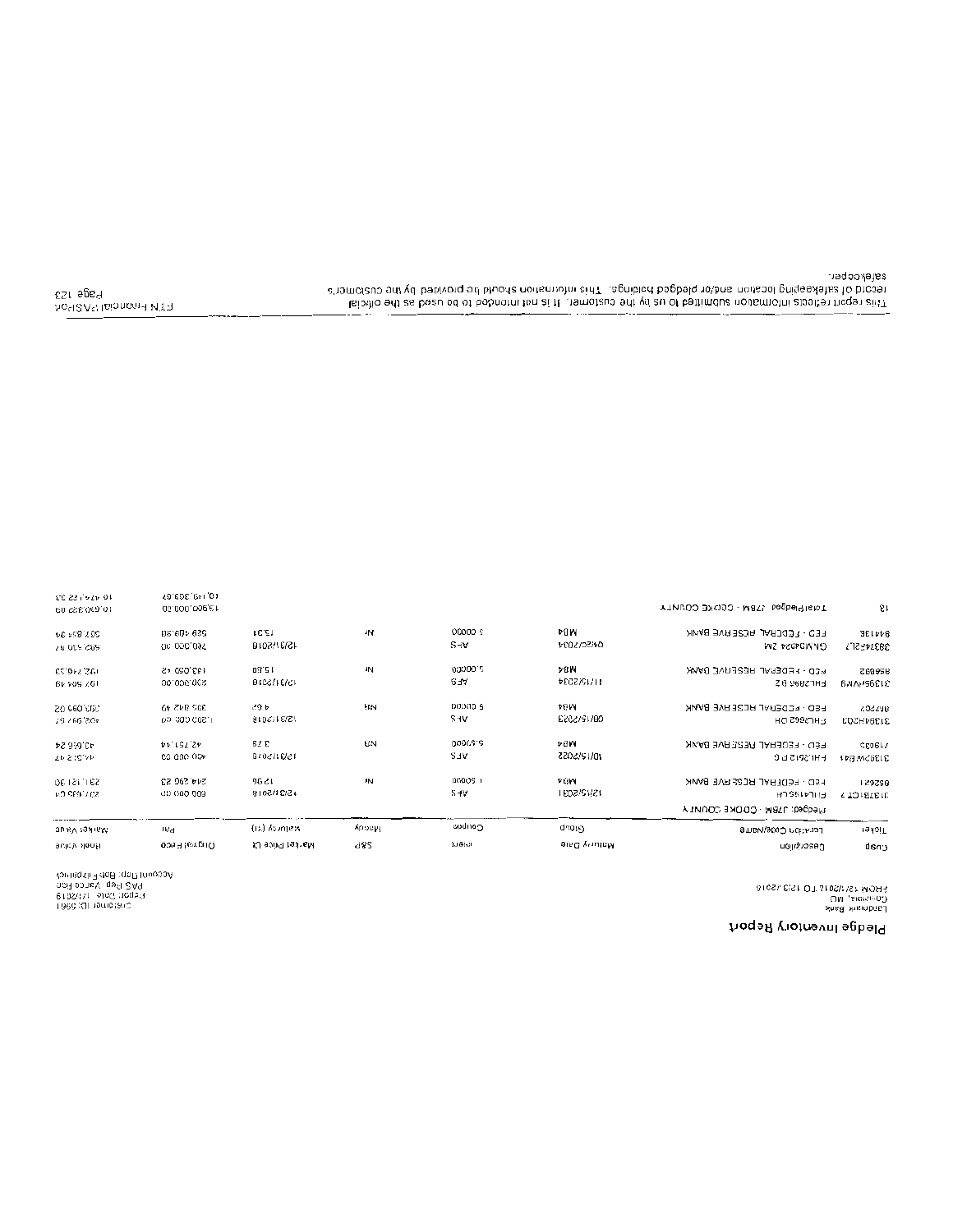# Pledge Inventory Report

Landmark Bank
Columbia, MO
FROM 12/1/2018 TO 12/31/2018

Customer ID: 5961
Report Date: 1/7/2019
PAS Rep: Vance Roe
Account Rep: Bob Fitzpatrick

| Cusip | Description | Maturity Date | Rate | S&P | Market Price (1) | Original Face | Book Value |
|---|---|---|---|---|---|---|---|
| **Ticker** | **Location Code/Name** | **Group** | **Coupon** | **Moody** | **Maturity (1)** | **Par** | **Market Value** |
| | Pledged: J78M - COOKE COUNTY | | | | | | |
| 3137B1CT7 | FHL4195CH | 12/15/2031 | AFS | | 12/31/2018 | 600,000.00 | 207,039.04 |
| 692621 | FED - FEDERAL RESERVE BANK | MB4 | 1.50000 | NR | 12.96 | 214,290.53 | 231,121.30 |
| 31396WB41 | FHL2612 PG | 10/15/2022 | AFS | | 12/31/2018 | 400,000.00 | 44,515.47 |
| 719633 | FED - FEDERAL RESERVE BANK | MB4 | 5.50000 | NR | 3.79 | 42,751.44 | 40,656.24 |
| 31394H2Q3 | FHL2662 DH | 08/15/2023 | AFS | | 12/31/2018 | 1,280,000.00 | 307,997.57 |
| 807704 | FED - FEDERAL RESERVE BANK | MB4 | 5.00000 | NR | 4.62 | 305,842.49 | 305,096.02 |
| 31395HVN9 | FHL2880 BZ | 11/15/2034 | AFS | | 12/31/2018 | 500,000.00 | 197,504.19 |
| 896685 | FED - FEDERAL RESERVE BANK | MB4 | 5.00000 | NR | 15.80 | 183,050.45 | 192,740.53 |
| 38374FSL7 | GNM0424 ZM | 04/20/2034 | AFS | | 12/31/2018 | 760,000.00 | 505,032.57 |
| 844135 | FED - FEDERAL RESERVE BANK | MB4 | 5.00000 | NR | 15.31 | 528,409.80 | 537,859.94 |
| 18 | Total Pledged: J78M - COOKE COUNTY | | | | | 13,900,000.00 | 10,360,822.03 |
| | | | | | | 10,140,369.67 | 10,474,153.03 |

This report reflects information submitted to us by the customer. It is not intended to be used as the official record of safekeeping location and/or pledged holdings. This information should be provided by the customer's safekeeper.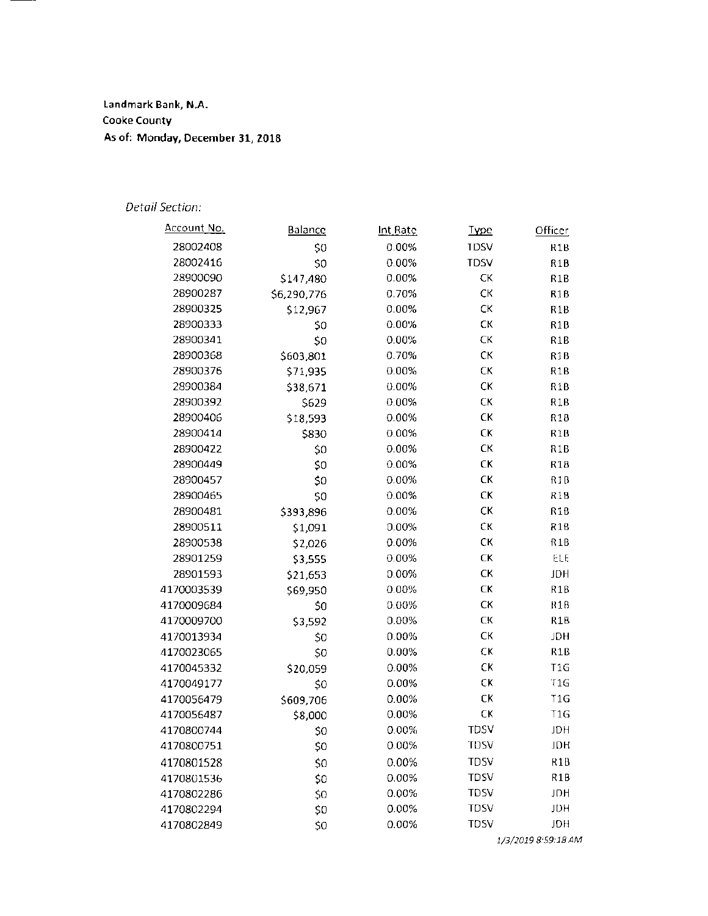Landmark Bank, N.A.
Cooke County
As of: Monday, December 31, 2018

*Detail Section:*

| Account No. | Balance | Int Rate | Type | Officer |
| --- | --- | --- | --- | --- |
| 28002408 | $0 | 0.00% | TDSV | R1B |
| 28002416 | $0 | 0.00% | TDSV | R1B |
| 28900090 | $147,480 | 0.00% | CK | R1B |
| 28900287 | $6,290,776 | 0.70% | CK | R1B |
| 28900325 | $12,967 | 0.00% | CK | R1B |
| 28900333 | $0 | 0.00% | CK | R1B |
| 28900341 | $0 | 0.00% | CK | R1B |
| 28900368 | $603,801 | 0.70% | CK | R1B |
| 28900376 | $71,935 | 0.00% | CK | R1B |
| 28900384 | $38,671 | 0.00% | CK | R1B |
| 28900392 | $629 | 0.00% | CK | R1B |
| 28900406 | $18,593 | 0.00% | CK | R1B |
| 28900414 | $830 | 0.00% | CK | R1B |
| 28900422 | $0 | 0.00% | CK | R1B |
| 28900449 | $0 | 0.00% | CK | R1B |
| 28900457 | $0 | 0.00% | CK | R1B |
| 28900465 | $0 | 0.00% | CK | R1B |
| 28900481 | $393,896 | 0.00% | CK | R1B |
| 28900511 | $1,091 | 0.00% | CK | R1B |
| 28900538 | $2,026 | 0.00% | CK | R1B |
| 28901259 | $3,555 | 0.00% | CK | ELE |
| 28901593 | $21,653 | 0.00% | CK | JDH |
| 4170003539 | $69,950 | 0.00% | CK | R1B |
| 4170009684 | $0 | 0.00% | CK | R1B |
| 4170009700 | $3,592 | 0.00% | CK | R1B |
| 4170013934 | $0 | 0.00% | CK | JDH |
| 4170023065 | $0 | 0.00% | CK | R1B |
| 4170045332 | $20,059 | 0.00% | CK | T1G |
| 4170049177 | $0 | 0.00% | CK | T1G |
| 4170056479 | $609,706 | 0.00% | CK | T1G |
| 4170056487 | $8,000 | 0.00% | CK | T1G |
| 4170800744 | $0 | 0.00% | TDSV | JDH |
| 4170800751 | $0 | 0.00% | TDSV | JDH |
| 4170801528 | $0 | 0.00% | TDSV | R1B |
| 4170801536 | $0 | 0.00% | TDSV | R1B |
| 4170802286 | $0 | 0.00% | TDSV | JDH |
| 4170802294 | $0 | 0.00% | TDSV | JDH |
| 4170802849 | $0 | 0.00% | TDSV | JDH |

1/3/2019 8:59:18 AM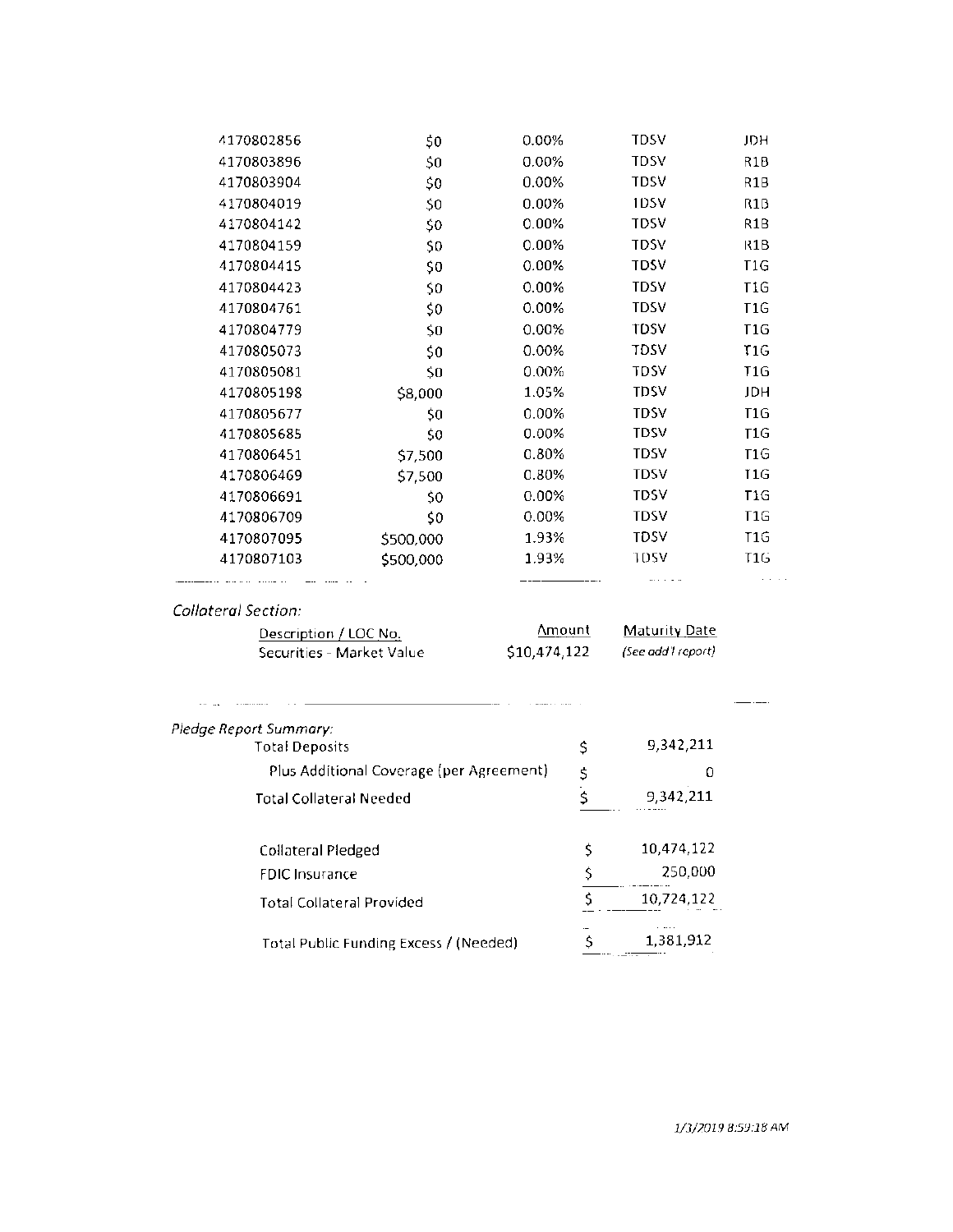| | | | | |
|---|---|---|---|---|
| 4170802856 | $0 | 0.00% | TDSV | JDH |
| 4170803896 | $0 | 0.00% | TDSV | R1B |
| 4170803904 | $0 | 0.00% | TDSV | R1B |
| 4170804019 | $0 | 0.00% | TDSV | R1B |
| 4170804142 | $0 | 0.00% | TDSV | R1B |
| 4170804159 | $0 | 0.00% | TDSV | R1B |
| 4170804415 | $0 | 0.00% | TDSV | T1G |
| 4170804423 | $0 | 0.00% | TDSV | T1G |
| 4170804761 | $0 | 0.00% | TDSV | T1G |
| 4170804779 | $0 | 0.00% | TDSV | T1G |
| 4170805073 | $0 | 0.00% | TDSV | T1G |
| 4170805081 | $0 | 0.00% | TDSV | T1G |
| 4170805198 | $8,000 | 1.05% | TDSV | JDH |
| 4170805677 | $0 | 0.00% | TDSV | T1G |
| 4170805685 | $0 | 0.00% | TDSV | T1G |
| 4170806451 | $7,500 | 0.80% | TDSV | T1G |
| 4170806469 | $7,500 | 0.80% | TDSV | T1G |
| 4170806691 | $0 | 0.00% | TDSV | T1G |
| 4170806709 | $0 | 0.00% | TDSV | T1G |
| 4170807095 | $500,000 | 1.93% | TDSV | T1G |
| 4170807103 | $500,000 | 1.93% | TDSV | T1G |

*Collateral Section:*

| Description / LOC No. | Amount | Maturity Date |
|---|---|---|
| Securities - Market Value | $10,474,122 | *(See add'l report)* |

*Pledge Report Summary:*

| | | |
|---|---|---|
| Total Deposits | $ | 9,342,211 |
| Plus Additional Coverage (per Agreement) | $ | 0 |
| Total Collateral Needed | $ | 9,342,211 |
| Collateral Pledged | $ | 10,474,122 |
| FDIC Insurance | $ | 250,000 |
| Total Collateral Provided | $ | 10,724,122 |
| Total Public Funding Excess / (Needed) | $ | 1,381,912 |

*1/3/2019 8:59:18 AM*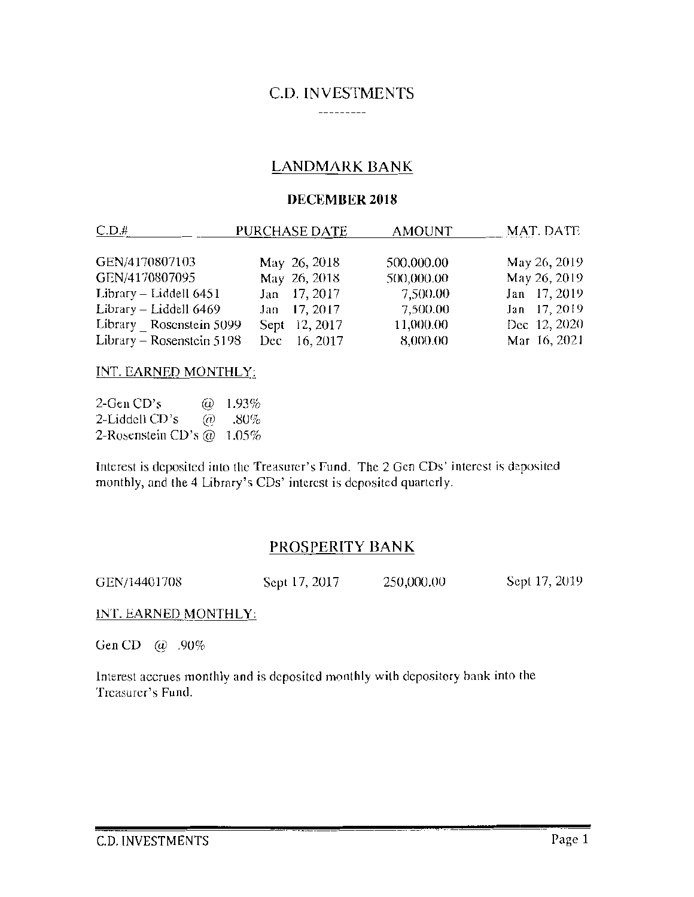# C.D. INVESTMENTS

---------

## LANDMARK BANK

### DECEMBER 2018

| C.D.# | PURCHASE DATE | AMOUNT | MAT. DATE |
|---|---|---|---|
| GEN/4170807103 | May 26, 2018 | 500,000.00 | May 26, 2019 |
| GEN/4170807095 | May 26, 2018 | 500,000.00 | May 26, 2019 |
| Library – Liddell 6451 | Jan 17, 2017 | 7,500.00 | Jan 17, 2019 |
| Library – Liddell 6469 | Jan 17, 2017 | 7,500.00 | Jan 17, 2019 |
| Library _ Rosenstein 5099 | Sept 12, 2017 | 11,000.00 | Dec 12, 2020 |
| Library – Rosenstein 5198 | Dec 16, 2017 | 8,000.00 | Mar 16, 2021 |

INT. EARNED MONTHLY:

2-Gen CD's @ 1.93%
2-Liddell CD's @ .80%
2-Rosenstein CD's @ 1.05%

Interest is deposited into the Treasurer's Fund. The 2 Gen CDs' interest is deposited monthly, and the 4 Library's CDs' interest is deposited quarterly.

## PROSPERITY BANK

| C.D.# | PURCHASE DATE | AMOUNT | MAT. DATE |
|---|---|---|---|
| GEN/14401708 | Sept 17, 2017 | 250,000.00 | Sept 17, 2019 |

INT. EARNED MONTHLY:

Gen CD @ .90%

Interest accrues monthly and is deposited monthly with depository bank into the Treasurer's Fund.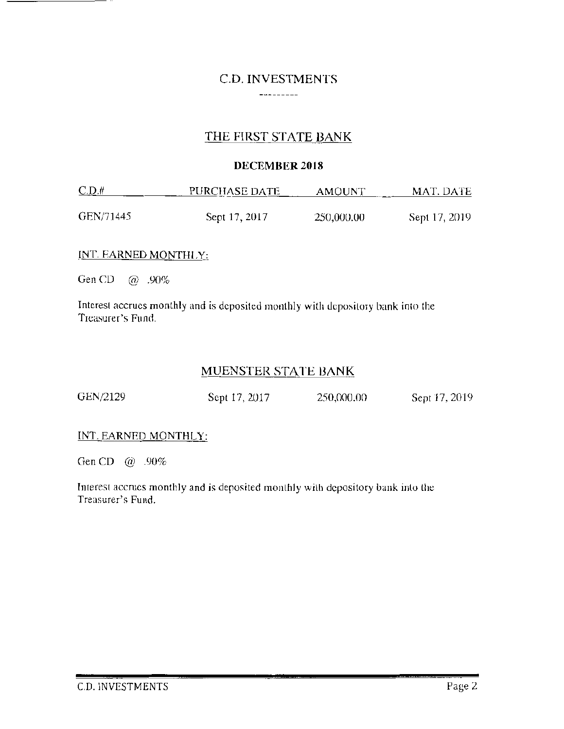# C.D. INVESTMENTS

---------

## THE FIRST STATE BANK

**DECEMBER 2018**

| C.D.# | PURCHASE DATE | AMOUNT | MAT. DATE |
|---|---|---|---|
| GEN/71445 | Sept 17, 2017 | 250,000.00 | Sept 17, 2019 |

INT. EARNED MONTHLY:

Gen CD @ .90%

Interest accrues monthly and is deposited monthly with depository bank into the Treasurer's Fund.

## MUENSTER STATE BANK

| C.D.# | PURCHASE DATE | AMOUNT | MAT. DATE |
|---|---|---|---|
| GEN/2129 | Sept 17, 2017 | 250,000.00 | Sept 17, 2019 |

INT. EARNED MONTHLY:

Gen CD @ .90%

Interest accrues monthly and is deposited monthly with depository bank into the Treasurer's Fund.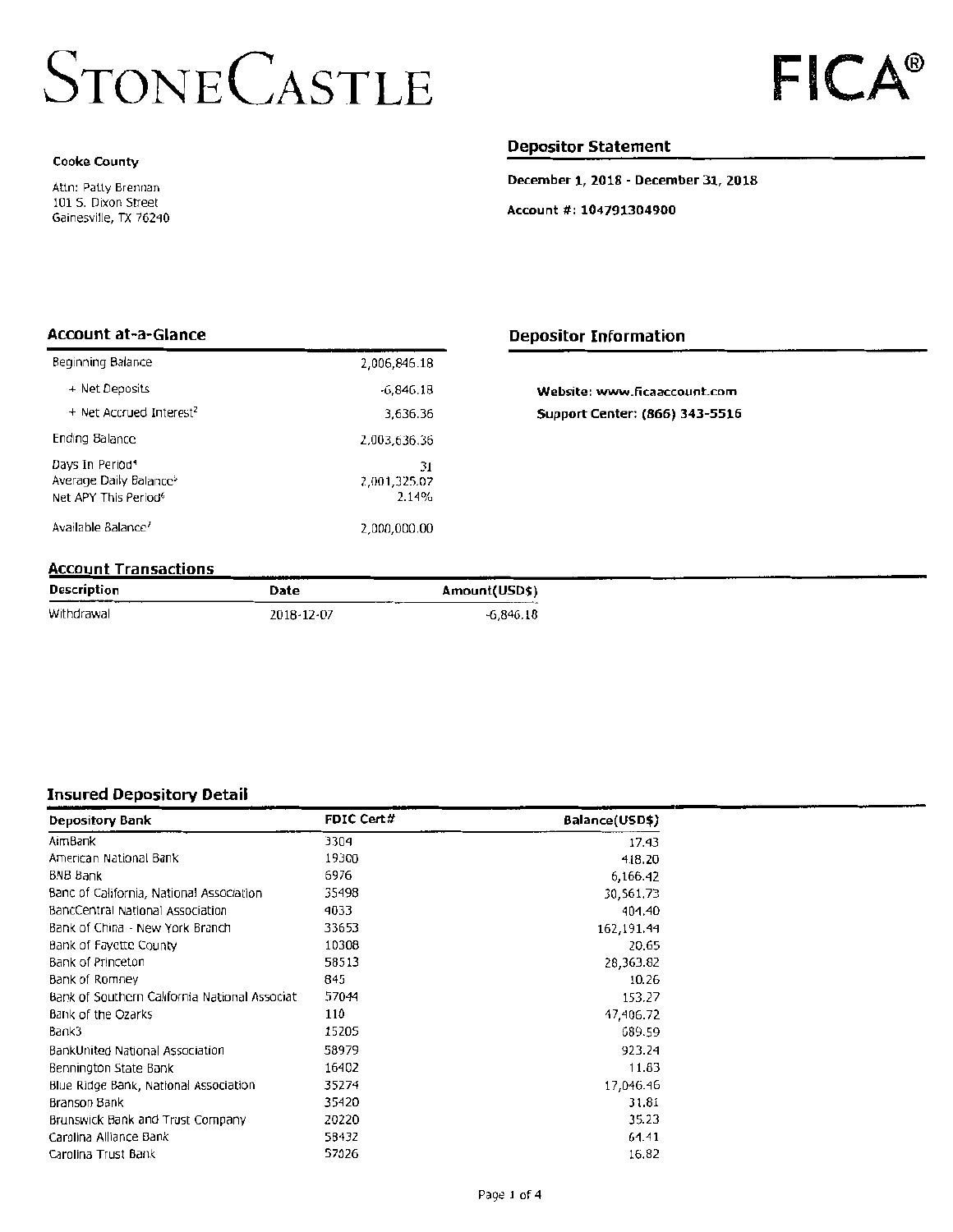# STONECASTLE

# FICA®

**Cooke County**

Attn: Patty Brennan
101 S. Dixon Street
Gainesville, TX 76240

## Depositor Statement

**December 1, 2018 - December 31, 2018**

**Account #: 104791304900**

## Account at-a-Glance

| | |
|---|---|
| Beginning Balance | 2,006,846.18 |
| + Net Deposits | -6,846.18 |
| + Net Accrued Interest[2] | 3,636.36 |
| Ending Balance | 2,003,636.36 |
| Days In Period[4] | 31 |
| Average Daily Balance[5] | 2,001,325.07 |
| Net APY This Period[6] | 2.14% |
| Available Balance[7] | 2,000,000.00 |

## Depositor Information

**Website: www.ficaaccount.com**

**Support Center: (866) 343-5516**

## Account Transactions

| Description | Date | Amount(USD$) |
|---|---|---|
| Withdrawal | 2018-12-07 | -6,846.18 |

## Insured Depository Detail

| Depository Bank | FDIC Cert# | Balance(USD$) |
|---|---|---|
| AimBank | 3304 | 17.43 |
| American National Bank | 19300 | 418.20 |
| BNB Bank | 6976 | 6,166.42 |
| Banc of California, National Association | 35498 | 30,561.73 |
| BancCentral National Association | 4033 | 404.40 |
| Bank of China - New York Branch | 33653 | 162,191.44 |
| Bank of Fayette County | 10308 | 20.65 |
| Bank of Princeton | 58513 | 28,363.82 |
| Bank of Romney | 845 | 10.26 |
| Bank of Southern California National Associat | 57044 | 153.27 |
| Bank of the Ozarks | 110 | 47,406.72 |
| Bank3 | 15205 | 689.59 |
| BankUnited National Association | 58979 | 923.24 |
| Bennington State Bank | 16402 | 11.83 |
| Blue Ridge Bank, National Association | 35274 | 17,046.46 |
| Branson Bank | 35420 | 31.81 |
| Brunswick Bank and Trust Company | 20220 | 35.23 |
| Carolina Alliance Bank | 58432 | 64.41 |
| Carolina Trust Bank | 57026 | 16.82 |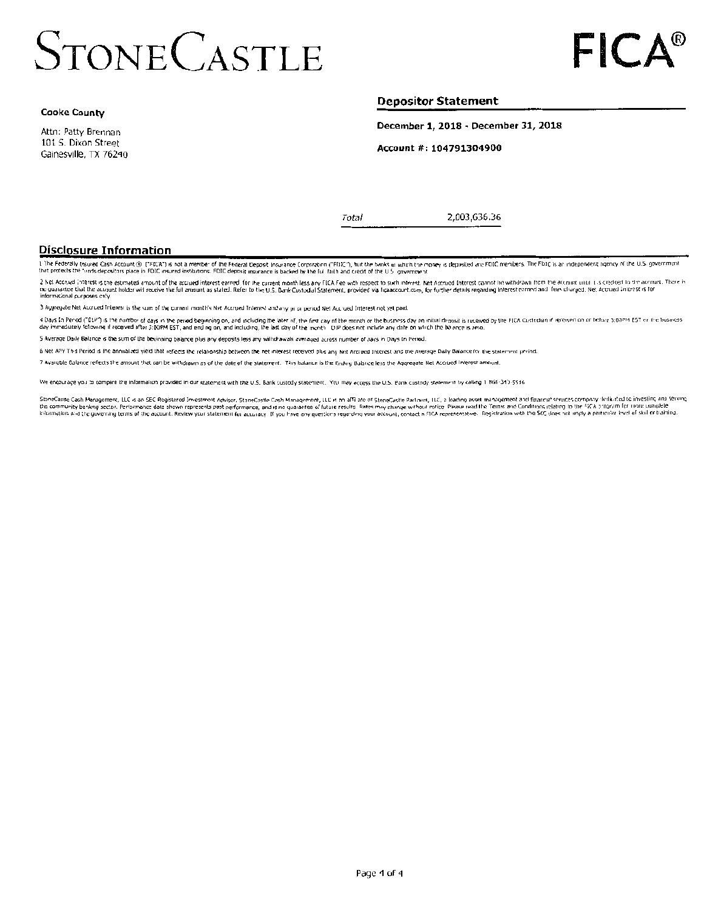# STONECASTLE

# FICA®

**Cooke County**

Attn: Patty Brennan
101 S. Dixon Street
Gainesville, TX 76240

## Depositor Statement

**December 1, 2018 - December 31, 2018**

**Account #: 104791304900**

| *Total* | 2,003,636.36 |
|---|---|

## Disclosure Information

1 The Federally Insured Cash Account ® ("FICA") is not a member of the Federal Deposit Insurance Corporation ("FDIC"), but the banks in which the money is deposited are FDIC members. The FDIC is an independent agency of the U.S. government that protects the funds depositors place in FDIC insured institutions. FDIC deposit insurance is backed by the full faith and credit of the U.S. government.

2 Net Accrued Interest is the estimated amount of the accrued interest earned for the current month less any FICA Fee with respect to such interest. Net Accrued Interest cannot be withdrawn from the account until it is credited to the account. There is no guarantee that the account holder will receive the full amount as stated. Refer to the U.S. Bank Custodial Statement, provided via ficaaccount.com, for further details regarding interest earned and fees charged. Net Accrued Interest is for informational purposes only.

3 Aggregate Net Accrued Interest is the sum of the current month's Net Accrued Interest and any prior period Net Accrued Interest not yet paid.

4 Days In Period ("DIP") is the number of days in the period beginning on, and including the later of, the first day of the month or the business day an initial deposit is received by the FICA Custodian if received on or before 3:00PM EST or the business day immediately following if received after 3:00PM EST, and ending on, and including, the last day of the month. DIP does not include any date on which the balance is zero.

5 Average Daily Balance is the sum of the beginning balance plus any deposits less any withdrawals averaged across number of days in Days In Period.

6 Net APY This Period is the annualized yield that reflects the relationship between the net interest received plus any Net Accrued Interest and the Average Daily Balance for the statement period.

7 Available Balance reflects the amount that can be withdrawn as of the date of the statement. This balance is the Ending Balance less the Aggregate Net Accrued Interest amount.

We encourage you to compare the information provided in our statement with the U.S. Bank custody statement. You may access the U.S. Bank custody statement by calling 1-866-343-5516.

StoneCastle Cash Management, LLC is an SEC Registered Investment Advisor. StoneCastle Cash Management, LLC is an affiliate of StoneCastle Partners, LLC, a leading asset management and financial services company dedicated to investing and serving the community banking sector. Performance data shown represents past performance, and is no guarantee of future results. Rates may change without notice. Please read the Terms and Conditions relating to the FICA program for more complete information and the governing terms of the account. Review your statement for accuracy. If you have any questions regarding your account, contact a FICA representative. Registration with the SEC does not imply a particular level of skill or training.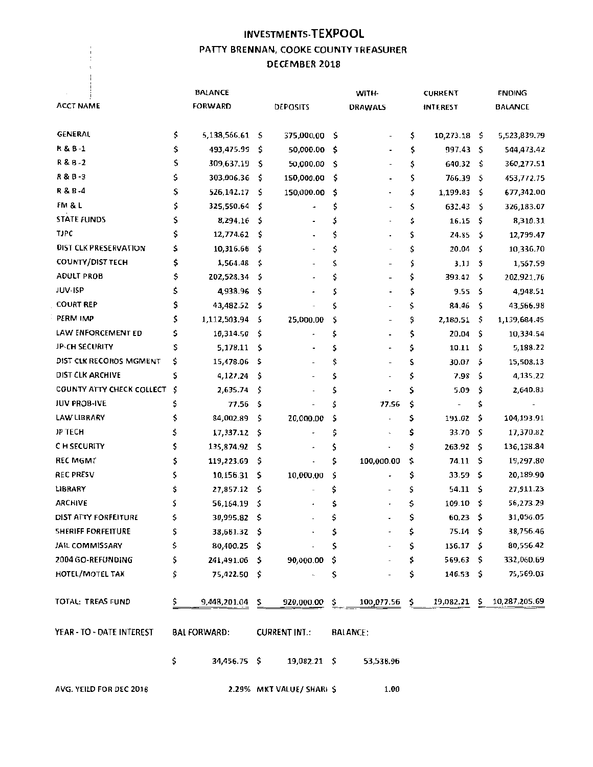# INVESTMENTS-TEXPOOL

## PATTY BRENNAN, COOKE COUNTY TREASURER

## DECEMBER 2018

| ACCT NAME | BALANCE FORWARD | DEPOSITS | WITH-DRAWALS | CURRENT INTEREST | ENDING BALANCE |
|---|---|---|---|---|---|
| GENERAL | $ 5,138,566.61 | $ 375,000.00 | $ - | $ 10,273.18 | $ 5,523,839.79 |
| R & B -1 | $ 493,475.99 | $ 50,000.00 | $ - | $ 997.43 | $ 544,473.42 |
| R & B -2 | $ 309,637.19 | $ 50,000.00 | $ - | $ 640.32 | $ 360,277.51 |
| R & B -3 | $ 303,006.36 | $ 150,000.00 | $ - | $ 766.39 | $ 453,772.75 |
| R & B -4 | $ 526,142.17 | $ 150,000.00 | $ - | $ 1,199.83 | $ 677,342.00 |
| FM & L | $ 325,550.64 | $ - | $ - | $ 632.43 | $ 326,183.07 |
| STATE FUNDS | $ 8,294.16 | $ - | $ - | $ 16.15 | $ 8,310.31 |
| TJPC | $ 12,774.62 | $ - | $ - | $ 24.85 | $ 12,799.47 |
| DIST CLK PRESERVATION | $ 10,316.66 | $ - | $ - | $ 20.04 | $ 10,336.70 |
| COUNTY/DIST TECH | $ 1,564.48 | $ - | $ - | $ 3.11 | $ 1,567.59 |
| ADULT PROB | $ 202,528.34 | $ - | $ - | $ 393.42 | $ 202,921.76 |
| JUV-ISP | $ 4,938.96 | $ - | $ - | $ 9.55 | $ 4,948.51 |
| COURT REP | $ 43,482.52 | $ - | $ - | $ 84.46 | $ 43,566.98 |
| PERM IMP | $ 1,112,503.94 | $ 25,000.00 | $ - | $ 2,180.51 | $ 1,139,684.45 |
| LAW ENFORCEMENT ED | $ 10,314.50 | $ - | $ - | $ 20.04 | $ 10,334.54 |
| JP-CH SECURITY | $ 5,178.11 | $ - | $ - | $ 10.11 | $ 5,188.22 |
| DIST CLK RECORDS MGMENT | $ 15,478.06 | $ - | $ - | $ 30.07 | $ 15,508.13 |
| DIST CLK ARCHIVE | $ 4,127.24 | $ - | $ - | $ 7.98 | $ 4,135.22 |
| COUNTY ATTY CHECK COLLECT | $ 2,635.74 | $ - | $ - | $ 5.09 | $ 2,640.83 |
| JUV PROB-IVE | $ 77.56 | $ - | $ 77.56 | $ - | $ - |
| LAW LIBRARY | $ 84,002.89 | $ 20,000.00 | $ - | $ 191.02 | $ 104,193.91 |
| JP TECH | $ 17,337.12 | $ - | $ - | $ 33.70 | $ 17,370.82 |
| C H SECURITY | $ 135,874.92 | $ - | $ - | $ 263.92 | $ 136,138.84 |
| REC MGMT | $ 119,223.69 | $ - | $ 100,000.00 | $ 74.11 | $ 19,297.80 |
| REC PRESV | $ 10,156.31 | $ 10,000.00 | $ - | $ 33.59 | $ 20,189.90 |
| LIBRARY | $ 27,857.12 | $ - | $ - | $ 54.11 | $ 27,911.23 |
| ARCHIVE | $ 56,164.19 | $ - | $ - | $ 109.10 | $ 56,273.29 |
| DIST ATTY FORFEITURE | $ 30,995.82 | $ - | $ - | $ 60.23 | $ 31,056.05 |
| SHERIFF FORFEITURE | $ 38,681.32 | $ - | $ - | $ 75.14 | $ 38,756.46 |
| JAIL COMMISSARY | $ 80,400.25 | $ - | $ - | $ 156.17 | $ 80,556.42 |
| 2004 GO-REFUNDING | $ 241,491.06 | $ 90,000.00 | $ - | $ 569.63 | $ 332,060.69 |
| HOTEL/MOTEL TAX | $ 75,422.50 | $ - | $ - | $ 146.53 | $ 75,569.03 |
| TOTAL: TREAS FUND | $ 9,448,201.04 | $ 920,000.00 | $ 100,077.56 | $ 19,082.21 | $ 10,287,205.69 |

| YEAR - TO - DATE INTEREST | BAL FORWARD: | CURRENT INT.: | BALANCE: |
|---|---|---|---|
| | $ 34,456.75 | $ 19,082.21 | $ 53,538.96 |

AVG. YEILD FOR DEC 2018 2.29% MKT VALUE/ SHARE $ 1.00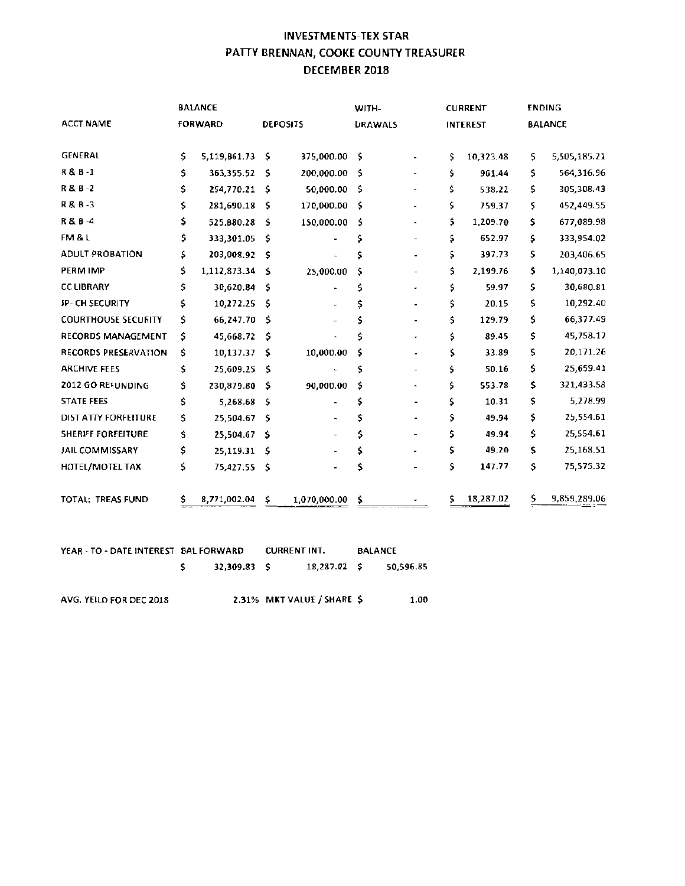# INVESTMENTS-TEX STAR
## PATTY BRENNAN, COOKE COUNTY TREASURER
## DECEMBER 2018

| ACCT NAME | BALANCE FORWARD | DEPOSITS | WITH-DRAWALS | CURRENT INTEREST | ENDING BALANCE |
|---|---|---|---|---|---|
| GENERAL | $ 5,119,861.73 | $ 375,000.00 | $ - | $ 10,323.48 | $ 5,505,185.21 |
| R & B -1 | $ 363,355.52 | $ 200,000.00 | $ - | $ 961.44 | $ 564,316.96 |
| R & B -2 | $ 254,770.21 | $ 50,000.00 | $ - | $ 538.22 | $ 305,308.43 |
| R & B -3 | $ 281,690.18 | $ 170,000.00 | $ - | $ 759.37 | $ 452,449.55 |
| R & B -4 | $ 525,880.28 | $ 150,000.00 | $ - | $ 1,209.70 | $ 677,089.98 |
| FM & L | $ 333,301.05 | $ - | $ - | $ 652.97 | $ 333,954.02 |
| ADULT PROBATION | $ 203,008.92 | $ - | $ - | $ 397.73 | $ 203,406.65 |
| PERM IMP | $ 1,112,873.34 | $ 25,000.00 | $ - | $ 2,199.76 | $ 1,140,073.10 |
| CC LIBRARY | $ 30,620.84 | $ - | $ - | $ 59.97 | $ 30,680.81 |
| JP- CH SECURITY | $ 10,272.25 | $ - | $ - | $ 20.15 | $ 10,292.40 |
| COURTHOUSE SECURITY | $ 66,247.70 | $ - | $ - | $ 129.79 | $ 66,377.49 |
| RECORDS MANAGEMENT | $ 45,668.72 | $ - | $ - | $ 89.45 | $ 45,758.17 |
| RECORDS PRESERVATION | $ 10,137.37 | $ 10,000.00 | $ - | $ 33.89 | $ 20,171.26 |
| ARCHIVE FEES | $ 25,609.25 | $ - | $ - | $ 50.16 | $ 25,659.41 |
| 2012 GO REFUNDING | $ 230,879.80 | $ 90,000.00 | $ - | $ 553.78 | $ 321,433.58 |
| STATE FEES | $ 5,268.68 | $ - | $ - | $ 10.31 | $ 5,278.99 |
| DIST ATTY FORFEITURE | $ 25,504.67 | $ - | $ - | $ 49.94 | $ 25,554.61 |
| SHERIFF FORFEITURE | $ 25,504.67 | $ - | $ - | $ 49.94 | $ 25,554.61 |
| JAIL COMMISSARY | $ 25,119.31 | $ - | $ - | $ 49.20 | $ 25,168.51 |
| HOTEL/MOTEL TAX | $ 75,427.55 | $ - | $ - | $ 147.77 | $ 75,575.32 |
| TOTAL: TREAS FUND | $ 8,771,002.04 | $ 1,070,000.00 | $ - | $ 18,287.02 | $ 9,859,289.06 |

| YEAR - TO - DATE INTEREST | BAL FORWARD | CURRENT INT. | BALANCE |
|---|---|---|---|
| | $ 32,309.83 | $ 18,287.02 | $ 50,596.85 |

AVG. YEILD FOR DEC 2018 2.31% MKT VALUE / SHARE $ 1.00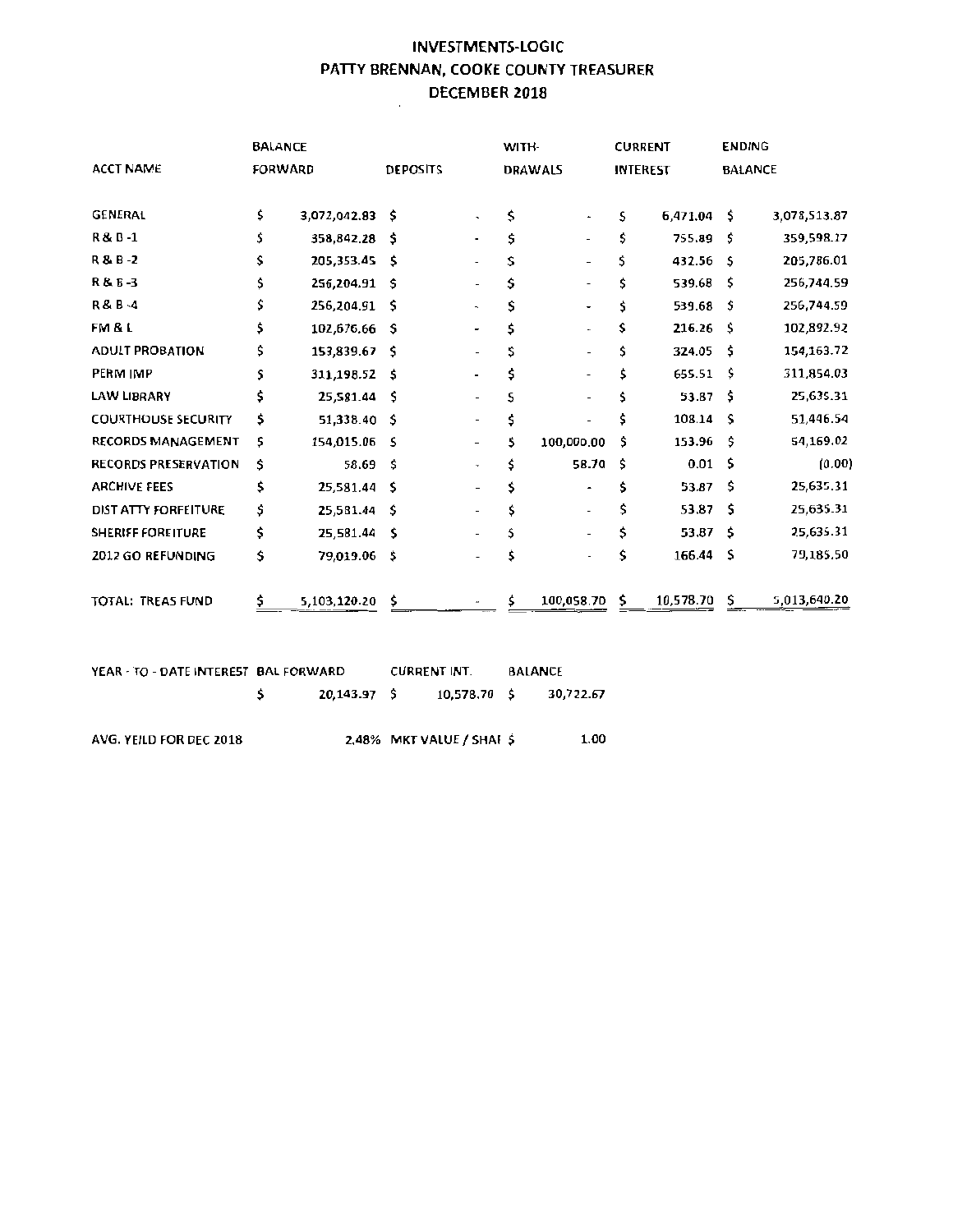# INVESTMENTS-LOGIC
## PATTY BRENNAN, COOKE COUNTY TREASURER
## DECEMBER 2018

| ACCT NAME | BALANCE FORWARD | DEPOSITS | WITH-DRAWALS | CURRENT INTEREST | ENDING BALANCE |
|---|---|---|---|---|---|
| GENERAL | $ 3,072,042.83 | $ - | $ - | $ 6,471.04 | $ 3,078,513.87 |
| R & B -1 | $ 358,842.28 | $ - | $ - | $ 755.89 | $ 359,598.17 |
| R & B -2 | $ 205,353.45 | $ - | $ - | $ 432.56 | $ 205,786.01 |
| R & B -3 | $ 256,204.91 | $ - | $ - | $ 539.68 | $ 256,744.59 |
| R & B -4 | $ 256,204.91 | $ - | $ - | $ 539.68 | $ 256,744.59 |
| FM & L | $ 102,676.66 | $ - | $ - | $ 216.26 | $ 102,892.92 |
| ADULT PROBATION | $ 153,839.67 | $ - | $ - | $ 324.05 | $ 154,163.72 |
| PERM IMP | $ 311,198.52 | $ - | $ - | $ 655.51 | $ 311,854.03 |
| LAW LIBRARY | $ 25,581.44 | $ - | $ - | $ 53.87 | $ 25,635.31 |
| COURTHOUSE SECURITY | $ 51,338.40 | $ - | $ - | $ 108.14 | $ 51,446.54 |
| RECORDS MANAGEMENT | $ 154,015.06 | $ - | $ 100,000.00 | $ 153.96 | $ 54,169.02 |
| RECORDS PRESERVATION | $ 58.69 | $ - | $ 58.70 | $ 0.01 | $ (0.00) |
| ARCHIVE FEES | $ 25,581.44 | $ - | $ - | $ 53.87 | $ 25,635.31 |
| DIST ATTY FORFEITURE | $ 25,581.44 | $ - | $ - | $ 53.87 | $ 25,635.31 |
| SHERIFF FOREITURE | $ 25,581.44 | $ - | $ - | $ 53.87 | $ 25,635.31 |
| 2012 GO REFUNDING | $ 79,019.06 | $ - | $ - | $ 166.44 | $ 79,185.50 |
| TOTAL: TREAS FUND | $ 5,103,120.20 | $ - | $ 100,058.70 | $ 10,578.70 | $ 5,013,640.20 |

| YEAR - TO - DATE INTEREST | BAL FORWARD | CURRENT INT. | BALANCE |
|---|---|---|---|
| | $ 20,143.97 | $ 10,578.70 | $ 30,722.67 |

AVG. YEILD FOR DEC 2018 2.48% MKT VALUE / SHAI $ 1.00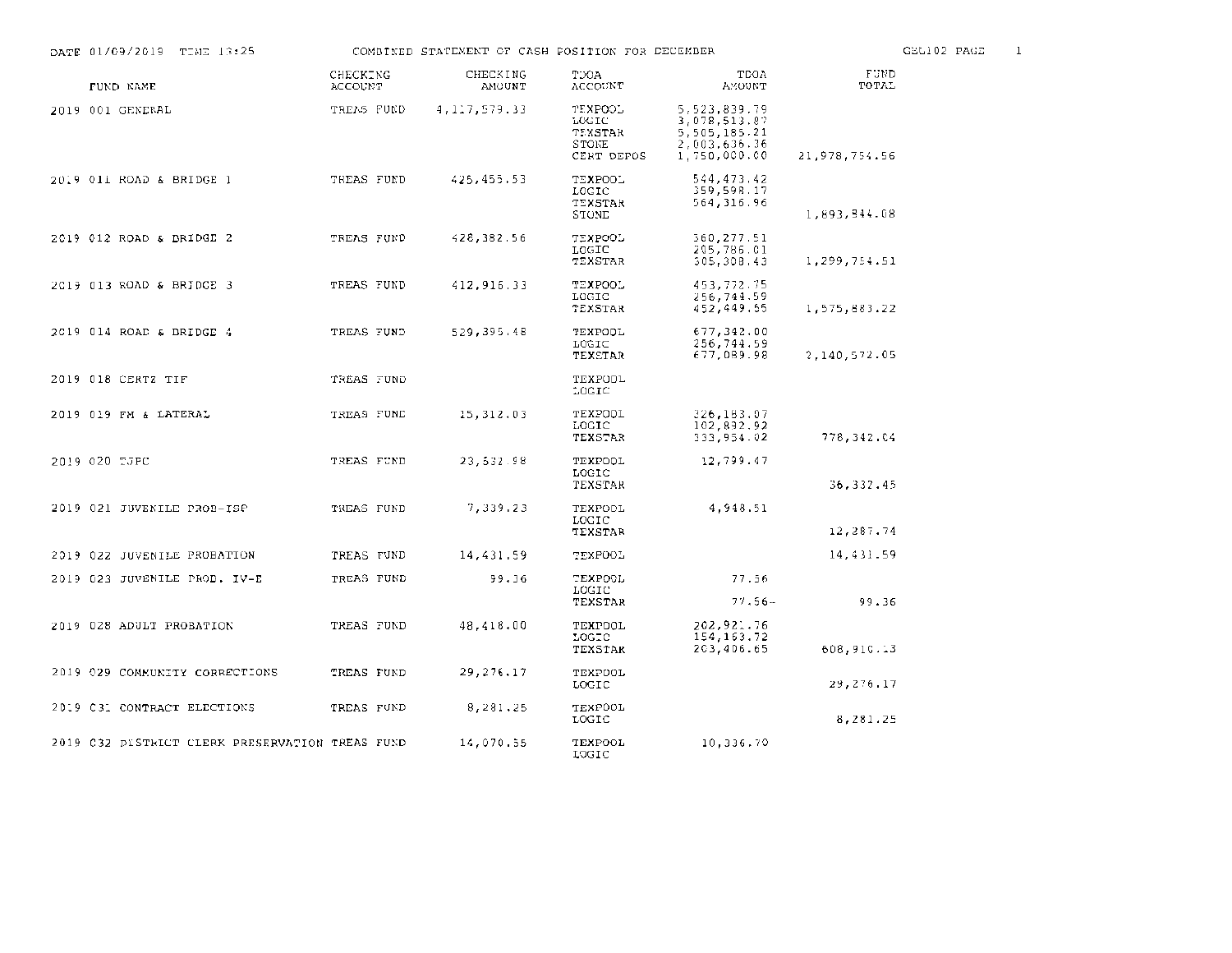DATE 01/09/2019 TIME 13:25 COMBINED STATEMENT OF CASH POSITION FOR DECEMBER GEL102 PAGE 1

| FUND NAME | CHECKING ACCOUNT | CHECKING AMOUNT | TDOA ACCOUNT | TDOA AMOUNT | FUND TOTAL |
|---|---|---|---|---|---|
| 2019 001 GENERAL | TREAS FUND | 4,117,579.33 | TEXPOOL | 5,523,839.79 | |
| | | | LOGIC | 3,078,513.87 | |
| | | | TEXSTAR | 5,505,185.21 | |
| | | | STONE | 2,003,636.36 | |
| | | | CERT DEPOS | 1,750,000.00 | 21,978,754.56 |
| 2019 011 ROAD & BRIDGE 1 | TREAS FUND | 425,455.53 | TEXPOOL | 544,473.42 | |
| | | | LOGIC | 359,598.17 | |
| | | | TEXSTAR | 564,316.96 | |
| | | | STONE | | 1,893,844.08 |
| 2019 012 ROAD & BRIDGE 2 | TREAS FUND | 428,382.56 | TEXPOOL | 360,277.51 | |
| | | | LOGIC | 205,786.01 | |
| | | | TEXSTAR | 305,308.43 | 1,299,754.51 |
| 2019 013 ROAD & BRIDGE 3 | TREAS FUND | 412,916.33 | TEXPOOL | 453,772.75 | |
| | | | LOGIC | 256,744.59 | |
| | | | TEXSTAR | 452,449.55 | 1,575,883.22 |
| 2019 014 ROAD & BRIDGE 4 | TREAS FUND | 529,395.48 | TEXPOOL | 677,342.00 | |
| | | | LOGIC | 256,744.59 | |
| | | | TEXSTAR | 677,089.98 | 2,140,572.05 |
| 2019 018 CERTZ TIF | TREAS FUND | | TEXPOOL | | |
| | | | LOGIC | | |
| 2019 019 FM & LATERAL | TREAS FUND | 15,312.03 | TEXPOOL | 326,183.07 | |
| | | | LOGIC | 102,892.92 | |
| | | | TEXSTAR | 333,954.02 | 778,342.04 |
| 2019 020 TJPC | TREAS FUND | 23,532.98 | TEXPOOL | 12,799.47 | |
| | | | LOGIC | | |
| | | | TEXSTAR | | 36,332.45 |
| 2019 021 JUVENILE PROB-ISP | TREAS FUND | 7,339.23 | TEXPOOL | 4,948.51 | |
| | | | LOGIC | | |
| | | | TEXSTAR | | 12,287.74 |
| 2019 022 JUVENILE PROBATION | TREAS FUND | 14,431.59 | TEXPOOL | | 14,431.59 |
| 2019 023 JUVENILE PROB. IV-E | TREAS FUND | 99.36 | TEXPOOL | 77.56 | |
| | | | LOGIC | | |
| | | | TEXSTAR | 77.56- | 99.36 |
| 2019 028 ADULT PROBATION | TREAS FUND | 48,418.00 | TEXPOOL | 202,921.76 | |
| | | | LOGIC | 154,163.72 | |
| | | | TEXSTAR | 203,406.65 | 608,910.13 |
| 2019 029 COMMUNITY CORRECTIONS | TREAS FUND | 29,276.17 | TEXPOOL | | |
| | | | LOGIC | | 29,276.17 |
| 2019 031 CONTRACT ELECTIONS | TREAS FUND | 8,281.25 | TEXPOOL | | |
| | | | LOGIC | | 8,281.25 |
| 2019 032 DISTRICT CLERK PRESERVATION | TREAS FUND | 14,070.55 | TEXPOOL | 10,336.70 | |
| | | | LOGIC | | |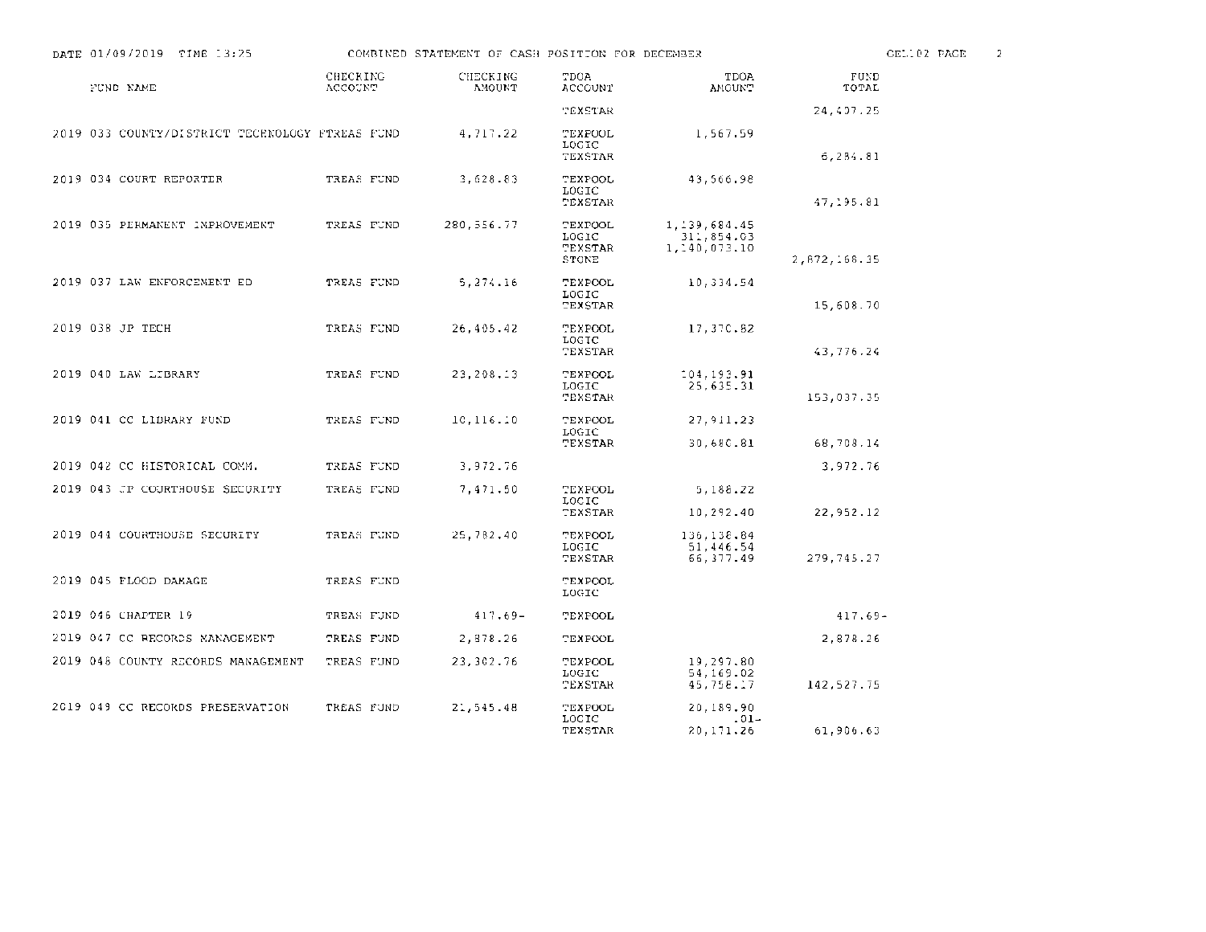DATE 01/09/2019 TIME 13:25 COMBINED STATEMENT OF CASH POSITION FOR DECEMBER

| FUND NAME | CHECKING ACCOUNT | CHECKING AMOUNT | TDOA ACCOUNT | TDOA AMOUNT | FUND TOTAL |
|---|---|---|---|---|---|
| | | | TEXSTAR | | 24,407.25 |
| 2019 033 COUNTY/DISTRICT TECHNOLOGY F | TREAS FUND | 4,717.22 | TEXPOOL | 1,567.59 | |
| | | | LOGIC | | |
| | | | TEXSTAR | | 6,284.81 |
| 2019 034 COURT REPORTER | TREAS FUND | 3,628.83 | TEXPOOL | 43,566.98 | |
| | | | LOGIC | | |
| | | | TEXSTAR | | 47,195.81 |
| 2019 035 PERMANENT IMPROVEMENT | TREAS FUND | 280,556.77 | TEXPOOL | 1,139,684.45 | |
| | | | LOGIC | 311,854.03 | |
| | | | TEXSTAR | 1,140,073.10 | |
| | | | STONE | | 2,872,168.35 |
| 2019 037 LAW ENFORCEMENT ED | TREAS FUND | 5,274.16 | TEXPOOL | 10,334.54 | |
| | | | LOGIC | | |
| | | | TEXSTAR | | 15,608.70 |
| 2019 038 JP TECH | TREAS FUND | 26,405.42 | TEXPOOL | 17,370.82 | |
| | | | LOGIC | | |
| | | | TEXSTAR | | 43,776.24 |
| 2019 040 LAW LIBRARY | TREAS FUND | 23,208.13 | TEXPOOL | 104,193.91 | |
| | | | LOGIC | 25,635.31 | |
| | | | TEXSTAR | | 153,037.35 |
| 2019 041 CC LIBRARY FUND | TREAS FUND | 10,116.10 | TEXPOOL | 27,911.23 | |
| | | | LOGIC | | |
| | | | TEXSTAR | 30,680.81 | 68,708.14 |
| 2019 042 CC HISTORICAL COMM. | TREAS FUND | 3,972.76 | | | 3,972.76 |
| 2019 043 JP COURTHOUSE SECURITY | TREAS FUND | 7,471.50 | TEXPOOL | 5,188.22 | |
| | | | LOGIC | | |
| | | | TEXSTAR | 10,292.40 | 22,952.12 |
| 2019 044 COURTHOUSE SECURITY | TREAS FUND | 25,782.40 | TEXPOOL | 136,138.84 | |
| | | | LOGIC | 51,446.54 | |
| | | | TEXSTAR | 66,377.49 | 279,745.27 |
| 2019 045 FLOOD DAMAGE | TREAS FUND | | TEXPOOL | | |
| | | | LOGIC | | |
| 2019 046 CHAPTER 19 | TREAS FUND | 417.69- | TEXPOOL | | 417.69- |
| 2019 047 CC RECORDS MANAGEMENT | TREAS FUND | 2,878.26 | TEXPOOL | | 2,878.26 |
| 2019 048 COUNTY RECORDS MANAGEMENT | TREAS FUND | 23,302.76 | TEXPOOL | 19,297.80 | |
| | | | LOGIC | 54,169.02 | |
| | | | TEXSTAR | 45,758.17 | 142,527.75 |
| 2019 049 CC RECORDS PRESERVATION | TREAS FUND | 21,545.48 | TEXPOOL | 20,189.90 | |
| | | | LOGIC | .01- | |
| | | | TEXSTAR | 20,171.26 | 61,906.63 |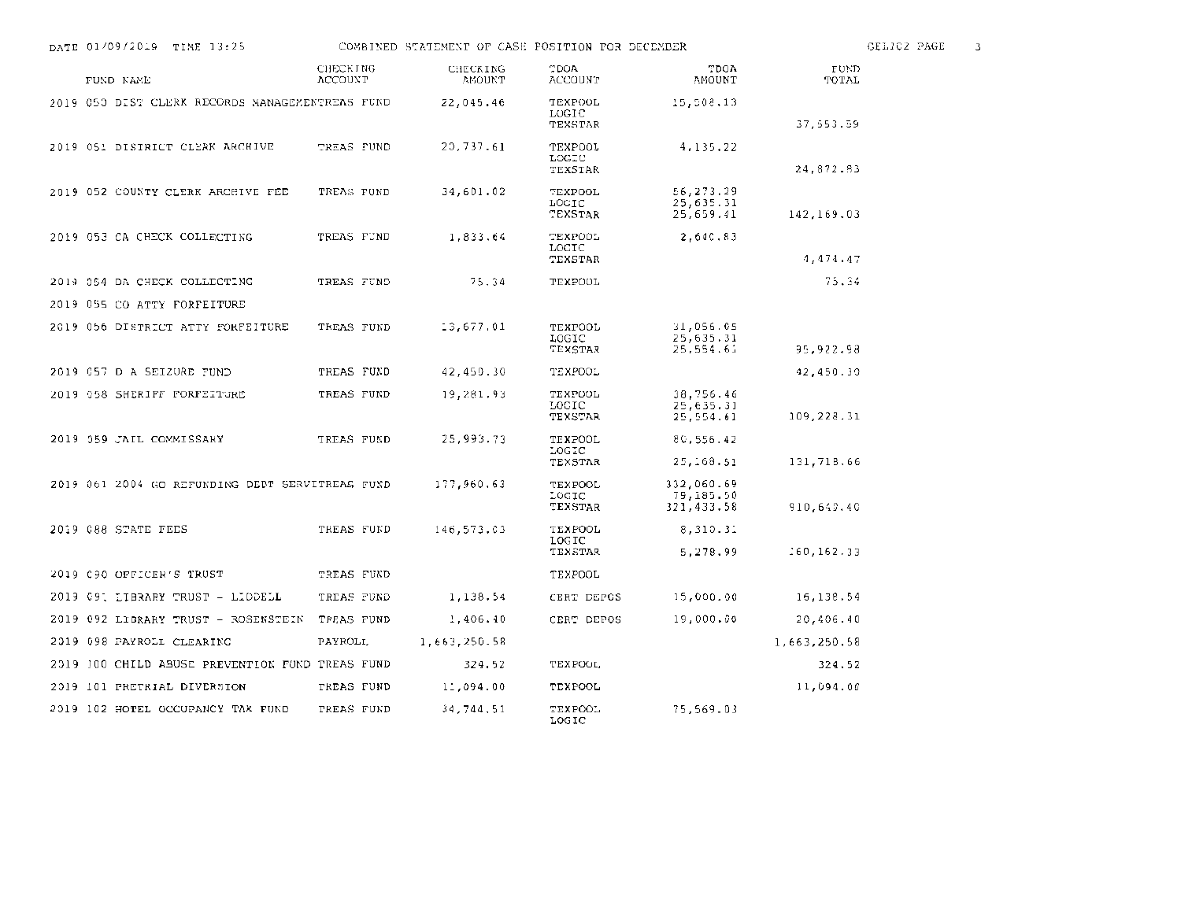DATE 01/09/2019 TIME 13:25 COMBINED STATEMENT OF CASH POSITION FOR DECEMBER

| FUND NAME | CHECKING ACCOUNT | CHECKING AMOUNT | TDOA ACCOUNT | TDOA AMOUNT | FUND TOTAL |
|---|---|---|---|---|---|
| 2019 050 DIST CLERK RECORDS MANAGEMENT | TREAS FUND | 22,045.46 | TEXPOOL | 15,508.13 | |
| | | | LOGIC | | |
| | | | TEXSTAR | | 37,553.59 |
| 2019 051 DISTRICT CLERK ARCHIVE | TREAS FUND | 20,737.61 | TEXPOOL | 4,135.22 | |
| | | | LOGIC | | |
| | | | TEXSTAR | | 24,872.83 |
| 2019 052 COUNTY CLERK ARCHIVE FEE | TREAS FUND | 34,601.02 | TEXPOOL | 56,273.29 | |
| | | | LOGIC | 25,635.31 | |
| | | | TEXSTAR | 25,659.41 | 142,169.03 |
| 2019 053 CA CHECK COLLECTING | TREAS FUND | 1,833.64 | TEXPOOL | 2,640.83 | |
| | | | LOGIC | | |
| | | | TEXSTAR | | 4,474.47 |
| 2019 054 DA CHECK COLLECTING | TREAS FUND | 75.34 | TEXPOOL | | 75.34 |
| 2019 055 CO ATTY FORFEITURE | | | | | |
| 2019 056 DISTRICT ATTY FORFEITURE | TREAS FUND | 13,677.01 | TEXPOOL | 31,056.05 | |
| | | | LOGIC | 25,635.31 | |
| | | | TEXSTAR | 25,554.61 | 95,922.98 |
| 2019 057 D A SEIZURE FUND | TREAS FUND | 42,450.30 | TEXPOOL | | 42,450.30 |
| 2019 058 SHERIFF FORFEITURE | TREAS FUND | 19,281.93 | TEXPOOL | 38,756.46 | |
| | | | LOGIC | 25,635.31 | |
| | | | TEXSTAR | 25,554.61 | 109,228.31 |
| 2019 059 JAIL COMMISSARY | TREAS FUND | 25,993.73 | TEXPOOL | 80,556.42 | |
| | | | LOGIC | | |
| | | | TEXSTAR | 25,168.51 | 131,718.66 |
| 2019 061 2004 GO REFUNDING DEBT SERVI | TREAS FUND | 177,960.63 | TEXPOOL | 332,060.69 | |
| | | | LOGIC | 79,185.50 | |
| | | | TEXSTAR | 321,433.58 | 910,640.40 |
| 2019 088 STATE FEES | TREAS FUND | 146,573.03 | TEXPOOL | 8,310.31 | |
| | | | LOGIC | | |
| | | | TEXSTAR | 5,278.99 | 160,162.33 |
| 2019 090 OFFICER'S TRUST | TREAS FUND | | TEXPOOL | | |
| 2019 091 LIBRARY TRUST - LIDDELL | TREAS FUND | 1,138.54 | CERT DEPOS | 15,000.00 | 16,138.54 |
| 2019 092 LIBRARY TRUST - ROSENSTEIN | TREAS FUND | 1,406.40 | CERT DEPOS | 19,000.00 | 20,406.40 |
| 2019 098 PAYROLL CLEARING | PAYROLL | 1,663,250.58 | | | 1,663,250.58 |
| 2019 100 CHILD ABUSE PREVENTION FUND | TREAS FUND | 324.52 | TEXPOOL | | 324.52 |
| 2019 101 PRETRIAL DIVERSION | TREAS FUND | 11,094.00 | TEXPOOL | | 11,094.00 |
| 2019 102 HOTEL OCCUPANCY TAX FUND | TREAS FUND | 34,744.51 | TEXPOOL | 75,569.03 | |
| | | | LOGIC | | |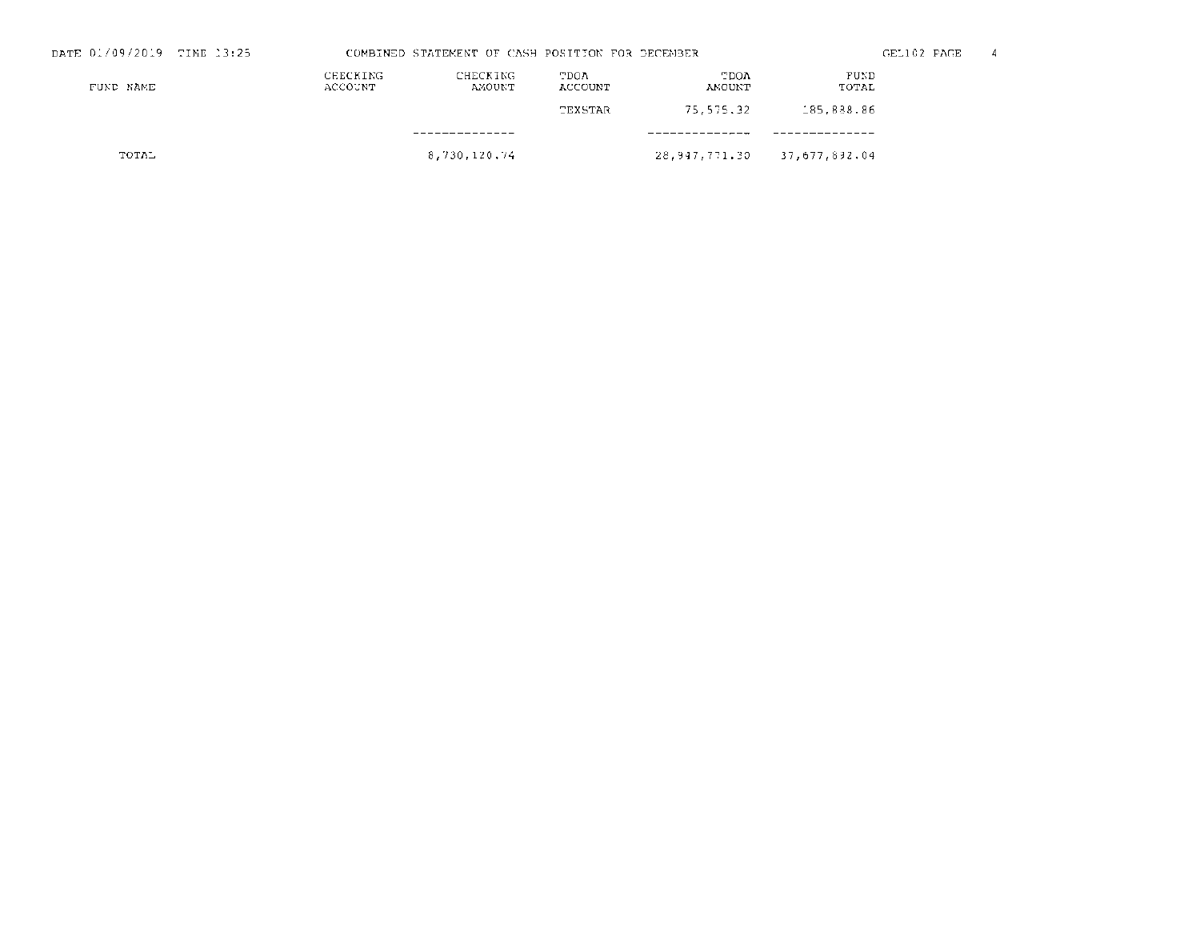COMBINED STATEMENT OF CASH POSITION FOR DECEMBER

| FUND NAME | CHECKING ACCOUNT | CHECKING AMOUNT | TDOA ACCOUNT | TDOA AMOUNT | FUND TOTAL |
|---|---|---|---|---|---|
| | | | TEXSTAR | 75,575.32 | 185,838.86 |
| TOTAL | | 8,730,120.74 | | 28,947,771.30 | 37,677,892.04 |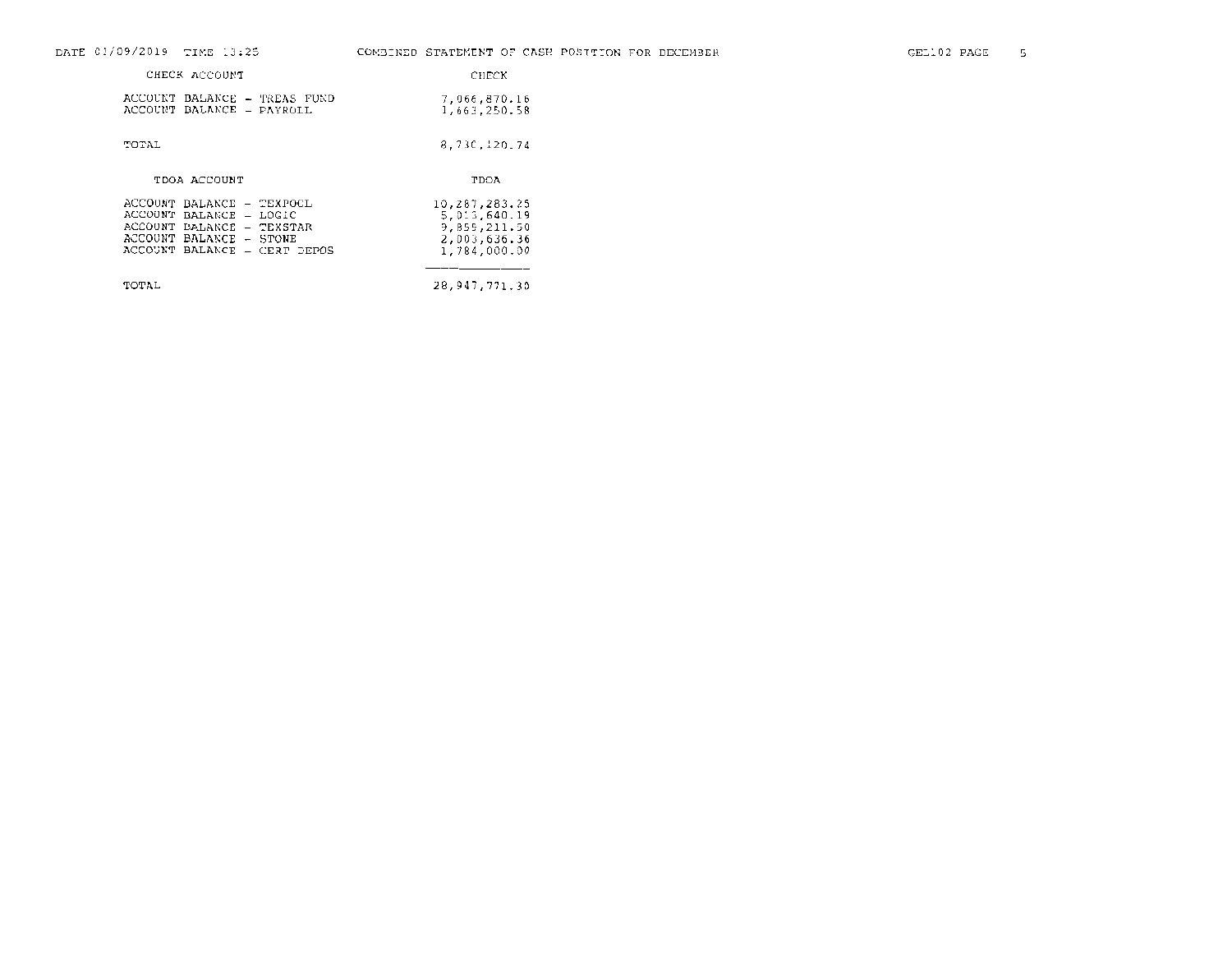DATE 01/09/2019 TIME 13:25 COMBINED STATEMENT OF CASH POSITION FOR DECEMBER GEL02

| CHECK ACCOUNT | CHECK |
|---|---|
| ACCOUNT BALANCE - TREAS FUND | 7,066,870.16 |
| ACCOUNT BALANCE - PAYROLL | 1,663,250.58 |
| TOTAL | 8,730,120.74 |

| TDOA ACCOUNT | TDOA |
|---|---|
| ACCOUNT BALANCE - TEXPOOL | 10,287,283.25 |
| ACCOUNT BALANCE - LOGIC | 5,013,640.19 |
| ACCOUNT BALANCE - TEXSTAR | 9,859,211.50 |
| ACCOUNT BALANCE - STONE | 2,003,636.36 |
| ACCOUNT BALANCE - CERT DEPOS | 1,784,000.00 |
| TOTAL | 28,947,771.30 |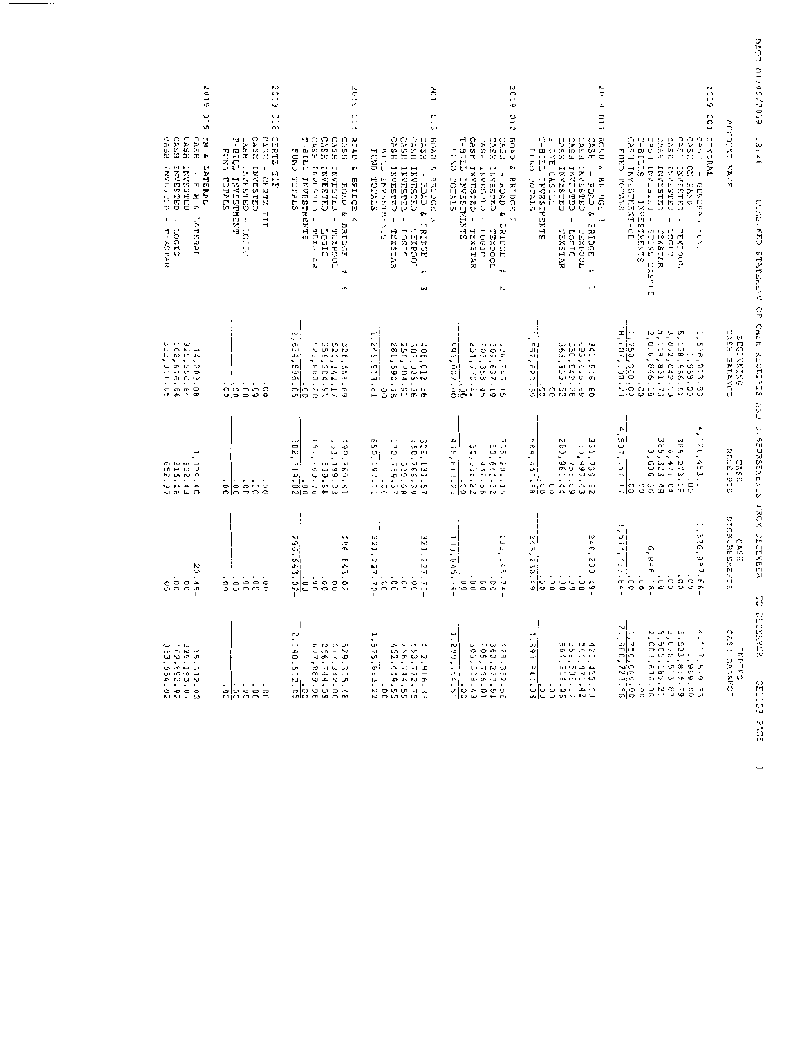DATE 01/09/2019 13:46 COMBINED STATEMENT OF CASH RECEIPTS AND DISBURSEMENTS FROM DECEMBER TO DECEMBER GEL103

| ACCOUNT NAME | BEGINNING CASH BALANCE | CASH RECEIPTS | CASH DISBURSEMENTS | ENDING CASH BALANCE |
|---|---|---|---|---|
| **2019 001 GENERAL** | | | | |
| CASH - GENERAL FUND | 1,568,013.88 | 4,126,453.11 | 1,576,867.66- | 4,117,599.33 |
| CASH ON HAND | 1,969.00 | .00 | .00 | 1,969.00 |
| CASH INVESTED - TEXPOOL | 5,138,566.51 | 385,273.18 | .00 | 5,523,839.69 |
| CASH INVESTED - LOGIC | 3,072,042.83 | 6,471.04 | .00 | 3,078,513.87 |
| CASH INVESTED - TEXSTAR | 5,119,861.73 | 385,323.48 | .00 | 5,505,185.21 |
| CASH INVESTED - STONE CASTLE | 2,008,846.28 | 3,636.36 | 6,846.28- | 2,005,636.36 |
| T-BILLS - INVESTMENTS | .00 | .00 | .00 | .00 |
| CASH INVESTMENT-CD | 1,750,000.00 | .00 | .00 | 1,750,000.00 |
| FUND TOTALS | 18,659,300.23 | 4,907,157.17 | 1,583,713.94- | 21,982,743.46 |
| **2019 011 ROAD & BRIDGE 1** | | | | |
| CASH - ROAD & BRIDGE # 1 | 341,906.80 | 331,739.22 | 248,230.49- | 425,415.53 |
| CASH INVESTED - TEXPOOL | 493,475.99 | 50,997.43 | .00 | 544,473.42 |
| CASH INVESTED - LOGIC | 356,642.28 | 755.89 | .00 | 357,398.17 |
| CASH INVESTED - TEXSTAR | 365,355.52 | 203,961.44 | .00 | 569,316.96 |
| STONE CASTLE | .00 | .00 | .00 | .00 |
| T-BILL INVESTMENTS | .00 | .00 | .00 | .00 |
| FUND TOTALS | 1,557,380.59 | 587,453.98 | 248,230.49- | 1,896,604.08 |
| **2019 012 ROAD & BRIDGE 2** | | | | |
| CASH - ROAD & BRIDGE # 2 | 226,246.15 | 335,202.15 | 133,065.74- | 428,382.56 |
| CASH INVESTED - TEXPOOL | 309,637.19 | 50,640.32 | .00 | 360,277.51 |
| CASH INVESTED - LOGIC | 205,353.45 | 432.56 | .00 | 205,786.01 |
| CASH INVESTED - TEXSTAR | 254,770.21 | 50,538.22 | .00 | 305,308.43 |
| T-BILL INVESTMENTS | .00 | .00 | .00 | .00 |
| FUND TOTALS | 996,007.00 | 436,813.25 | 133,065.74- | 1,299,754.51 |
| **2019 013 ROAD & BRIDGE 3** | | | | |
| CASH - ROAD & BRIDGE # 3 | 406,012.36 | 328,131.67 | 321,227.70- | 412,916.33 |
| CASH INVESTED - TEXPOOL | 303,006.36 | 150,766.39 | .00 | 453,772.75 |
| CASH INVESTED - LOGIC | 256,204.91 | 539.68 | .00 | 256,744.59 |
| CASH INVESTED - TEXSTAR | 281,690.18 | 170,759.37 | .00 | 452,449.55 |
| T-BILL INVESTMENTS | .00 | .00 | .00 | .00 |
| FUND TOTALS | 1,246,913.81 | 650,197.11 | 321,227.70- | 1,575,883.22 |
| **2019 014 ROAD & BRIDGE 4** | | | | |
| CASH - ROAD & BRIDGE # 4 | 326,668.69 | 499,369.81 | 296,643.02- | 529,395.48 |
| CASH INVESTED - TEXPOOL | 526,142.17 | 151,199.83 | .00 | 677,342.00 |
| CASH INVESTED - LOGIC | 256,204.91 | 539.68 | .00 | 256,744.59 |
| CASH INVESTED - TEXSTAR | 525,880.28 | 151,209.70 | .00 | 677,089.98 |
| T BILL INVESTMENTS | .00 | .00 | .00 | .00 |
| FUND TOTALS | 1,634,896.05 | 802,319.02 | 296,643.02- | 2,140,572.05 |
| **2019 018 CERTZ TIF** | | | | |
| CASH - CERTZ TIF | .00 | .00 | .00 | .00 |
| CASH INVESTED | .00 | .00 | .00 | .00 |
| CASH INVESTED - LOGIC | .00 | .00 | .00 | .00 |
| T-BILL INVESTMENT | .00 | .00 | .00 | .00 |
| FUND TOTALS | .00 | .00 | .00 | .00 |
| **2019 019 FM & LATERAL** | | | | |
| CASH - F M & LATERAL | 14,203.08 | 1,129.40 | 20.45- | 15,312.03 |
| CASH INVESTED | 325,550.64 | 632.43 | .00 | 326,183.07 |
| CASH INVESTED - LOGIC | 102,676.66 | 216.26 | .00 | 102,892.92 |
| CASH INVESTED - TEXSTAR | 333,301.05 | 652.97 | .00 | 333,954.02 |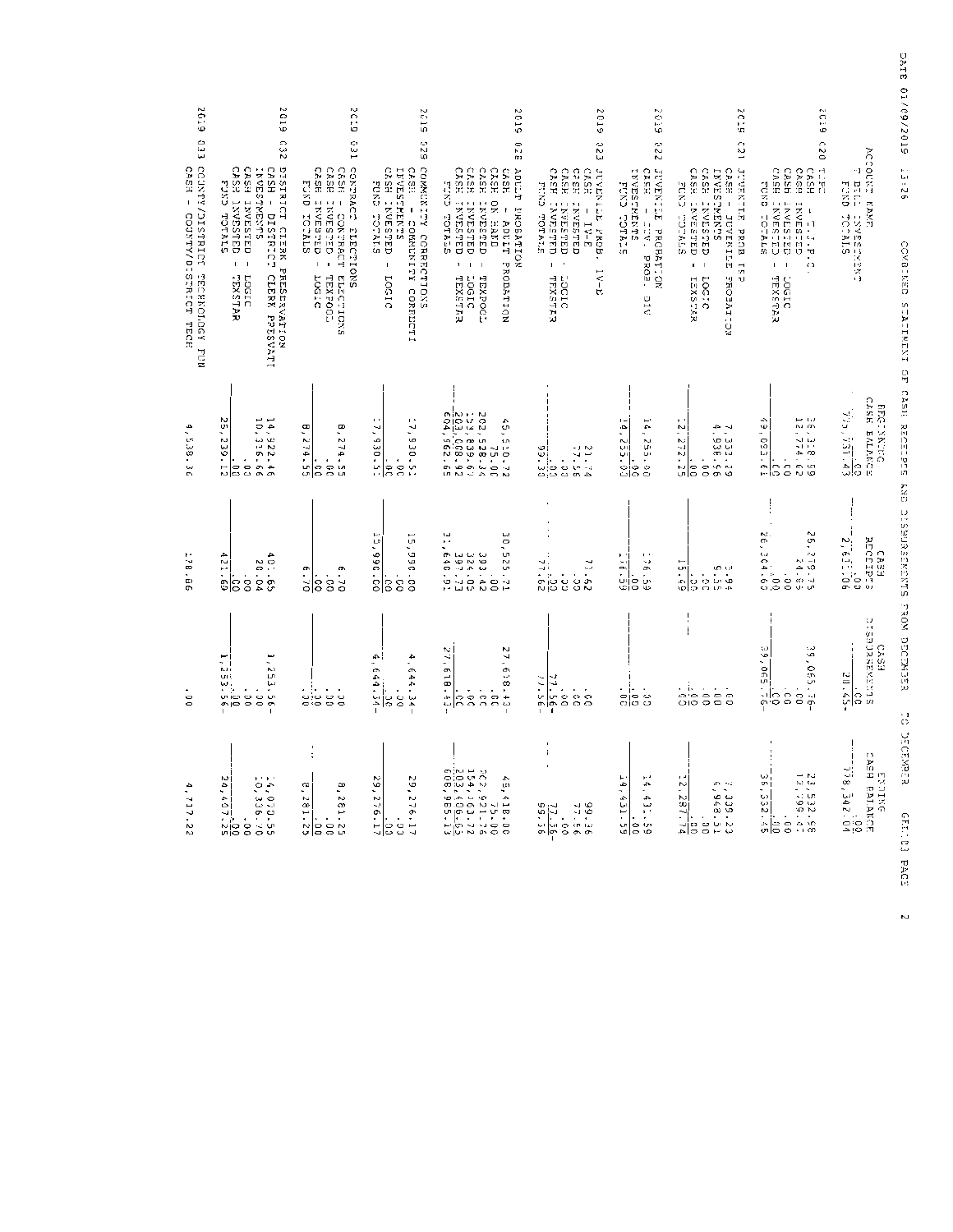DATE 01/09/2019 13:26 COMBINED STATEMENT OF CASH RECEIPTS AND DISBURSEMENTS FROM DECEMBER TO DECEMBER GEN03 PAGE 2

| ACCOUNT NAME | BEGINNING CASH BALANCE | CASH RECEIPTS | CASH DISBURSEMENTS | ENDING CASH BALANCE |
|---|---|---|---|---|
| T BILL INVESTMENT | .00 | .00 | .00 | .00 |
| FUND TOTALS | 775,731.43 | 2,631.06 | 20.45- | 778,342.04 |
| **2019 020 TJPC** | | | | |
| CASH - T.J.P.C. | 36,318.99 | 26,279.75 | 39,065.76- | 23,532.98 |
| CASH INVESTED | 12,774.62 | 24.85 | .00 | 12,799.47 |
| CASH INVESTED - LOGIC | .00 | .00 | .00 | .00 |
| CASH INVESTED - TEXSTAR | .00 | .00 | .00 | .00 |
| FUND TOTALS | 49,093.61 | 26,304.60 | 39,065.76- | 36,332.45 |
| **2019 021 JUVENILE PROB ISP** | | | | |
| CASH - JUVENILE PROBATION | 7,333.29 | 5.94 | .00 | 7,339.23 |
| INVESTMENTS | 4,938.96 | 9.55 | .00 | 4,948.51 |
| CASH INVESTED - LOGIC | .00 | .00 | .00 | .00 |
| CASH INVESTED - TEXSTAR | .00 | .00 | .00 | .00 |
| FUND TOTALS | 12,272.25 | 15.49 | .00 | 12,287.74 |
| **2019 022 JUVENILE PROBATION** | | | | |
| CASH - JUV. PROB. DIV | 14,255.00 | 176.59 | .00 | 14,431.59 |
| INVESTMENTS | .00 | .00 | .00 | .00 |
| FUND TOTALS | 14,255.00 | 176.59 | .00 | 14,431.59 |
| **2019 023 JUVENILE PROB. IV-E** | | | | |
| CASH - IV-E | 21.74 | 77.62 | .00 | 99.36 |
| CASH INVESTED | 77.56 | .00 | .00 | 77.56 |
| CASH INVESTED - LOGIC | .00 | .00 | .00 | .00 |
| CASH INVESTED - TEXSTAR | .00 | .00 | 77.56- | 77.56- |
| FUND TOTALS | 99.30 | 77.62 | 77.56- | 99.36 |
| **2019 028 ADULT PROBATION** | | | | |
| CASH - ADULT PROBATION | 45,510.72 | 30,525.71 | 27,618.43- | 48,418.00 |
| CASH ON HAND | 75.00 | .00 | .00 | 75.00 |
| CASH INVESTED - TEXPOOL | 202,528.34 | 393.42 | .00 | 202,921.76 |
| CASH INVESTED - LOGIC | 153,839.67 | 324.05 | .00 | 154,163.72 |
| CASH INVESTED - TEXSTAR | 203,008.92 | 397.73 | .00 | 203,406.65 |
| FUND TOTALS | 604,962.65 | 31,640.91 | 27,618.43- | 608,985.13 |
| **2019 029 COMMUNITY CORRECTIONS** | | | | |
| CASH - COMMUNITY CORRECTI | 17,930.51 | 15,990.00 | 4,644.34- | 29,276.17 |
| INVESTMENTS | .00 | .00 | .00 | .00 |
| CASH INVESTED - LOGIC | .00 | .00 | .00 | .00 |
| FUND TOTALS | 17,930.51 | 15,990.00 | 4,644.34- | 29,276.17 |
| **2019 031 CONTRACT ELECTIONS** | | | | |
| CASH - CONTRACT ELECTIONS | 8,274.55 | 6.70 | .00 | 8,281.25 |
| CASH INVESTED - TEXPOOL | .00 | .00 | .00 | .00 |
| CASH INVESTED - LOGIC | .00 | .00 | .00 | .00 |
| FUND TOTALS | 8,274.55 | 6.70 | .00 | 8,281.25 |
| **2019 032 DISTRICT CLERK PRESERVATION** | | | | |
| CASH - DISTRICT CLERK PRESVATI | 14,922.46 | 401.65 | 1,253.56- | 14,070.55 |
| INVESTMENTS | 10,316.66 | 20.04 | .00 | 10,336.70 |
| CASH INVESTED - LOGIC | .00 | .00 | .00 | .00 |
| CASH INVESTED - TEXSTAR | .00 | .00 | .00 | .00 |
| FUND TOTALS | 25,239.12 | 421.69 | 1,253.56- | 24,407.25 |
| **2019 033 COUNTY/DISTRICT TECHNOLOGY FUN** | | | | |
| CASH - COUNTY/DISTRICT TECH | 4,538.36 | 178.86 | .00 | 4,717.22 |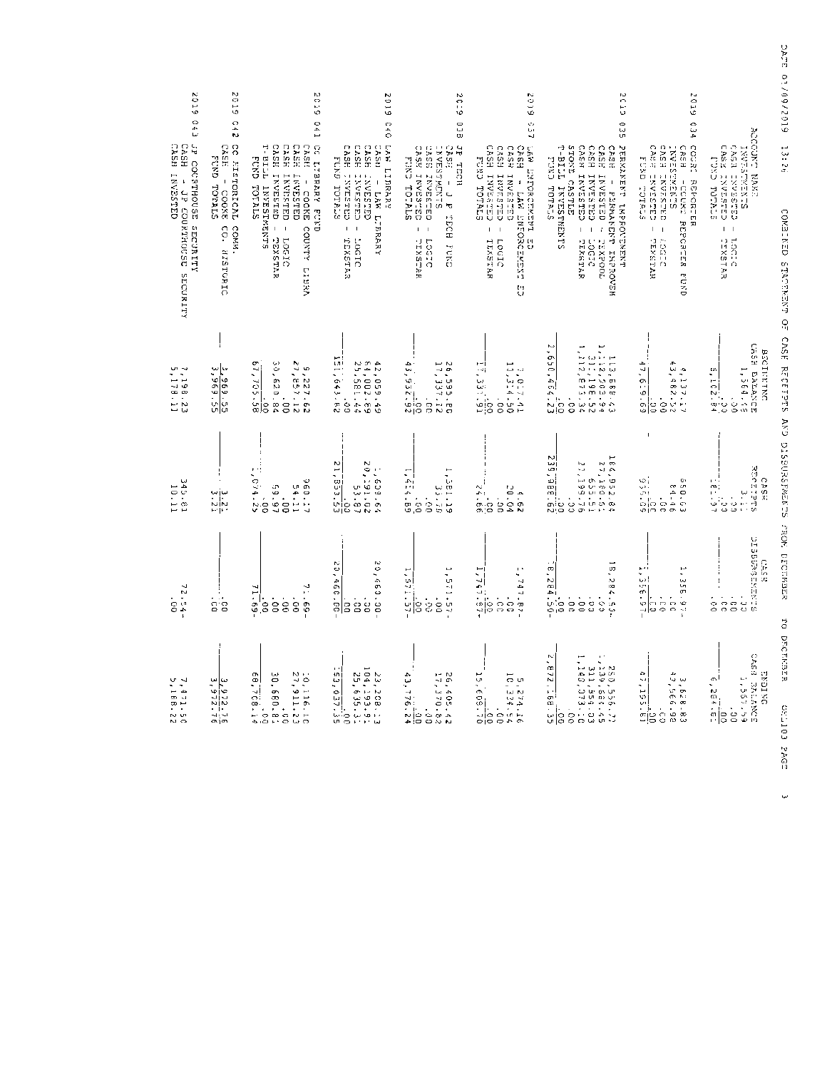DATE 01/09/2019 13:24 COMBINED STATEMENT OF CASH RECEIPTS AND DISBURSEMENTS FROM DECEMBER TO DECEMBER GL103 PAGE 3

| ACCOUNT NAME | BEGINNING CASH BALANCE | CASH RECEIPTS | CASH DISBURSEMENTS | ENDING CASH BALANCE |
|---|---|---|---|---|
| INVESTMENTS | 1,564.48 | 3.11 | .00 | 1,567.59 |
| CASH INVESTED - LOGIC | .00 | .00 | .00 | .00 |
| CASH INVESTED - TEXSTAR | .00 | .00 | .00 | .00 |
| FUND TOTALS | 5,102.84 | 161.97 | .00 | 6,264.81 |
| **2019 034 COURT REPORTER** | | | | |
| CASH - COURT REPORTER FUND | 4,137.17 | 850.63 | 1,356.97- | 3,628.83 |
| INVESTMENTS | 43,482.52 | 84.46 | .00 | 43,566.98 |
| CASH INVESTED - LOGIC | .00 | .00 | .00 | .00 |
| CASH INVESTED - TEXSTAR | .00 | .00 | .00 | .00 |
| FUND TOTALS | 47,619.69 | 935.09 | 1,356.97- | 47,195.81 |
| **2019 035 PERMANENT IMPROVEMENT** | | | | |
| CASH - PERMANENT IMPROVEM | 113,888.43 | 164,952.84 | 18,284.50- | 260,556.77 |
| CASH INVESTED - TEXPOOL | 1,112,503.94 | 27,180.51 | .00 | 1,139,684.45 |
| CASH INVESTED - LOGIC | 311,198.52 | 655.51 | .00 | 311,854.03 |
| CASH INVESTED - TEXSTAR | 1,112,873.34 | 27,199.76 | .00 | 1,140,073.10 |
| STONE CASTLE | .00 | .00 | .00 | .00 |
| T-BILL INVESTMENTS | .00 | .00 | .00 | .00 |
| FUND TOTALS | 2,650,464.23 | 239,988.62 | 18,284.50- | 2,872,168.35 |
| **2019 037 LAW ENFORCEMENT ED** | | | | |
| CASH - LAW ENFORCEMENT ED | 7,017.41 | 4.62 | 1,747.87- | 5,274.16 |
| CASH INVESTED - LOGIC | 10,314.50 | 20.04 | .00 | 10,334.54 |
| CASH INVESTED - TEXSTAR | .00 | .00 | .00 | .00 |
| FUND TOTALS | 17,331.91 | 24.66 | 1,747.87- | 15,608.70 |
| **2019 038 JP TECH** | | | | |
| CASH - J P TECH FUND | 26,595.80 | 1,381.19 | 1,571.57- | 26,405.42 |
| INVESTMENTS | 17,337.12 | 33.70 | .00 | 17,370.82 |
| CASH INVESTED - LOGIC | .00 | .00 | .00 | .00 |
| CASH INVESTED - TEXSTAR | .00 | .00 | .00 | .00 |
| FUND TOTALS | 43,932.92 | 1,414.89 | 1,571.57- | 43,776.24 |
| **2019 040 LAW LIBRARY** | | | | |
| CASH - LAW LIBRARY | 42,059.49 | 1,608.64 | 20,460.00- | 23,208.13 |
| CASH INVESTED | 84,002.89 | 20,191.02 | .00 | 104,193.91 |
| CASH INVESTED - LOGIC | 25,581.44 | 53.87 | .00 | 25,635.31 |
| CASH INVESTED - TEXSTAR | .00 | .00 | .00 | .00 |
| FUND TOTALS | 151,643.82 | 21,853.53 | 20,460.00- | 153,037.35 |
| **2019 041 CC LIBRARY FUND** | | | | |
| CASH - COOKE COUNTY LIBRA | 9,227.62 | 960.17 | 71.69- | 10,116.10 |
| CASH INVESTED | 27,857.12 | 54.11 | .00 | 27,911.23 |
| CASH INVESTED - LOGIC | .00 | .00 | .00 | .00 |
| CASH INVESTED - TEXSTAR | 30,620.84 | 59.97 | .00 | 30,680.81 |
| T-BILL INVESTMENTS | .00 | .00 | .00 | .00 |
| FUND TOTALS | 67,705.58 | 1,074.25 | 71.69- | 68,708.14 |
| **2019 042 CC HISTORICAL COMM.** | | | | |
| CASH - COOKE CO. HISTORIC | 3,969.55 | 3.21 | .00 | 3,972.76 |
| FUND TOTALS | 3,969.55 | 3.21 | .00 | 3,972.76 |
| **2019 043 JP COURTHOUSE SECURITY** | | | | |
| CASH - JP COURTHOUSE SECURITY | 7,198.23 | 345.81 | 72.54- | 7,471.50 |
| CASH INVESTED | 5,178.11 | 10.11 | .00 | 5,188.22 |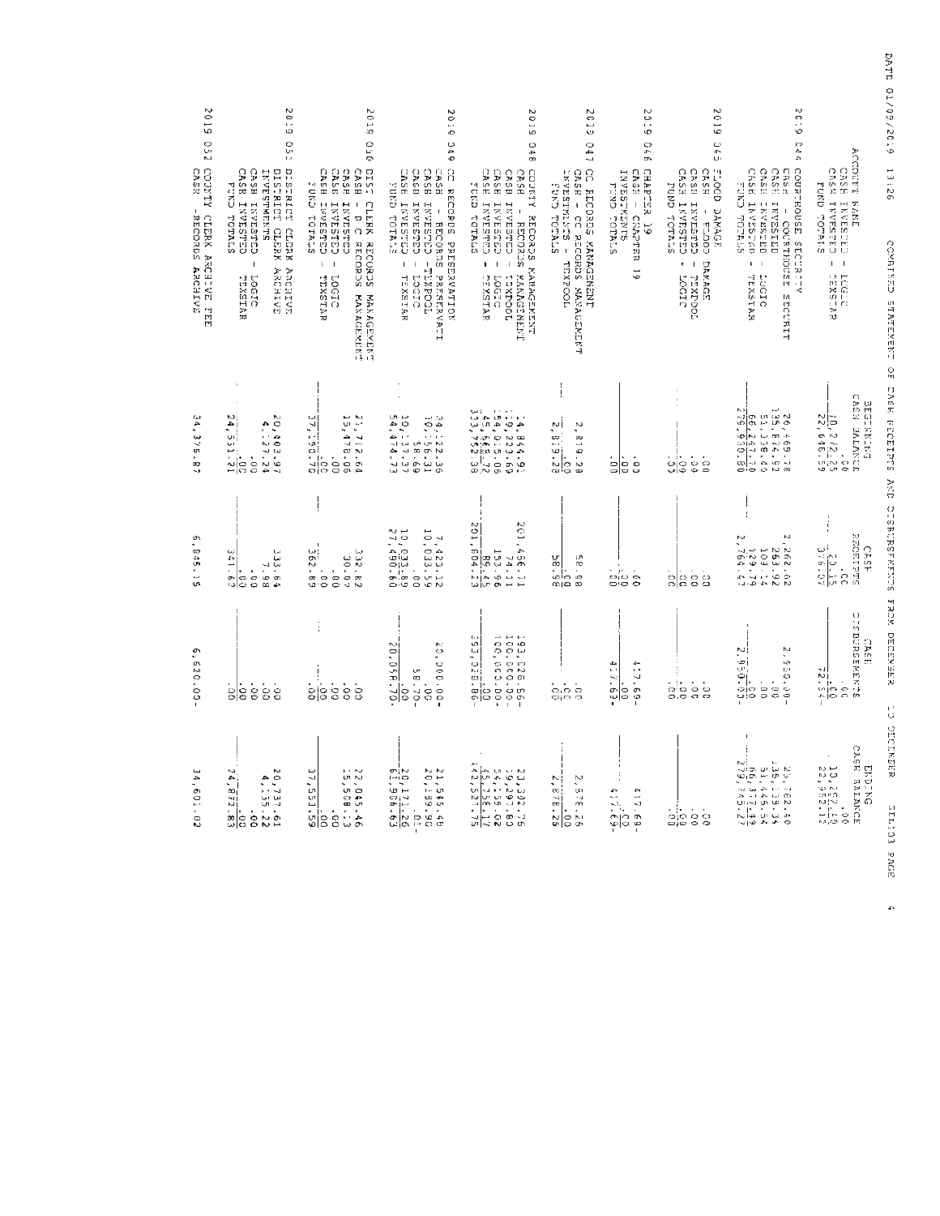DATE 01/09/2019 13:26 COMBINED STATEMENT OF CASH RECEIPTS AND DISBURSEMENTS FROM DECEMBER TO DECEMBER

| ACCOUNT NAME | BEGINNING CASH BALANCE | CASH RECEIPTS | CASH DISBURSEMENTS | ENDING CASH BALANCE |
|---|---|---|---|---|
| CASH INVESTED - LOGIC | .00 | .00 | .00 | .00 |
| CASH INVESTED - TEXSTAR | 10,212.25 | 20.15 | .00 | 10,232.40 |
| FUND TOTALS | 22,646.59 | 316.07 | 72.54- | 22,952.12 |
| **2019 044 COURTHOUSE SECURITY** | | | | |
| CASH - COURTHOUSE SECURIT | 26,469.78 | 2,262.62 | 2,950.00- | 25,782.40 |
| CASH INVESTED | 135,874.62 | 263.92 | .00 | 136,138.54 |
| CASH INVESTED - LOGIC | 51,338.40 | 107.14 | .00 | 51,445.54 |
| CASH INVESTED - TEXSTAR | 66,247.70 | 129.79 | .00 | 66,377.49 |
| FUND TOTALS | 279,930.50 | 2,763.47 | 2,950.00- | 279,743.97 |
| **2019 045 FLOOD DAMAGE** | | | | |
| CASH - FLOOD DAMAGE | .00 | .00 | .00 | .00 |
| CASH INVESTED - TEXPOOL | .00 | .00 | .00 | .00 |
| CASH INVESTED - LOGIC | .00 | .00 | .00 | .00 |
| FUND TOTALS | .00 | .00 | .00 | .00 |
| **2019 046 CHAPTER 19** | | | | |
| CASH - CHAPTER 19 | .00 | .00 | 417.69- | 417.69- |
| INVESTMENTS | .00 | .00 | .00 | .00 |
| FUND TOTALS | .00 | .00 | 417.69- | 417.69- |
| **2019 047 CC RECORDS MANAGEMENT** | | | | |
| CASH - CC RECORDS MANAGEMENT | 2,819.28 | 58.98 | .00 | 2,878.26 |
| INVESTMENTS - TEXPOOL | .00 | .00 | .00 | .00 |
| FUND TOTALS | 2,819.28 | 58.98 | .00 | 2,878.26 |
| **2019 048 COUNTY RECORDS MANAGEMENT** | | | | |
| CASH - RECORDS MANAGEMENT | 14,844.91 | 201,486.11 | 193,028.86- | 23,302.16 |
| CASH INVESTED - TEXPOOL | 119,223.69 | 74.11 | 100,000.00- | 19,297.80 |
| CASH INVESTED - LOGIC | 154,015.06 | 153.96 | 100,000.00- | 54,159.02 |
| CASH INVESTED - TEXSTAR | 45,668.72 | 89.45 | .00 | 45,758.17 |
| FUND TOTALS | 333,752.38 | 201,804.23 | 393,028.86- | 142,527.75 |
| **2019 049 CC RECORDS PRESERVATION** | | | | |
| CASH - RECORDS PRESERVATI | 34,122.36 | 7,423.12 | 20,000.00- | 21,545.48 |
| CASH INVESTED -TEXPOOL | 10,156.31 | 10,033.59 | .00 | 20,189.90 |
| CASH INVESTED - LOGIC | 58.69 | .00 | 58.70- | .01- |
| CASH INVESTED - TEXSTAR | 10,137.37 | 10,033.89 | .00 | 20,171.26 |
| FUND TOTALS | 54,474.73 | 27,490.60 | 20,058.70- | 61,906.63 |
| **2019 050 DIST CLERK RECORDS MANAGEMENT** | | | | |
| CASH - D C RECORDS MANAGEMENT | 21,712.64 | 332.82 | .00 | 22,045.46 |
| CASH INVESTED | 15,478.06 | 30.07 | .00 | 15,508.13 |
| CASH INVESTED - LOGIC | .00 | .00 | .00 | .00 |
| CASH INVESTED - TEXSTAR | .00 | .00 | .00 | .00 |
| FUND TOTALS | 37,190.70 | 362.89 | .00 | 37,553.59 |
| **2019 051 DISTRICT CLERK ARCHIVE** | | | | |
| DISTRICT CLERK ARCHIVE | 20,403.97 | 333.64 | .00 | 20,737.61 |
| INVESTMENTS | 4,127.24 | 7.98 | .00 | 4,135.22 |
| CASH INVESTED - LOGIC | .00 | .00 | .00 | .00 |
| CASH INVESTED TEXSTAR | .00 | .00 | .00 | .00 |
| FUND TOTALS | 24,531.21 | 341.62 | .00 | 24,872.83 |
| **2019 052 COUNTY CLERK ARCHIVE FEE** | | | | |
| CASH - RECORDS ARCHIVE | 34,375.87 | 6,845.15 | 6,620.00- | 34,601.02 |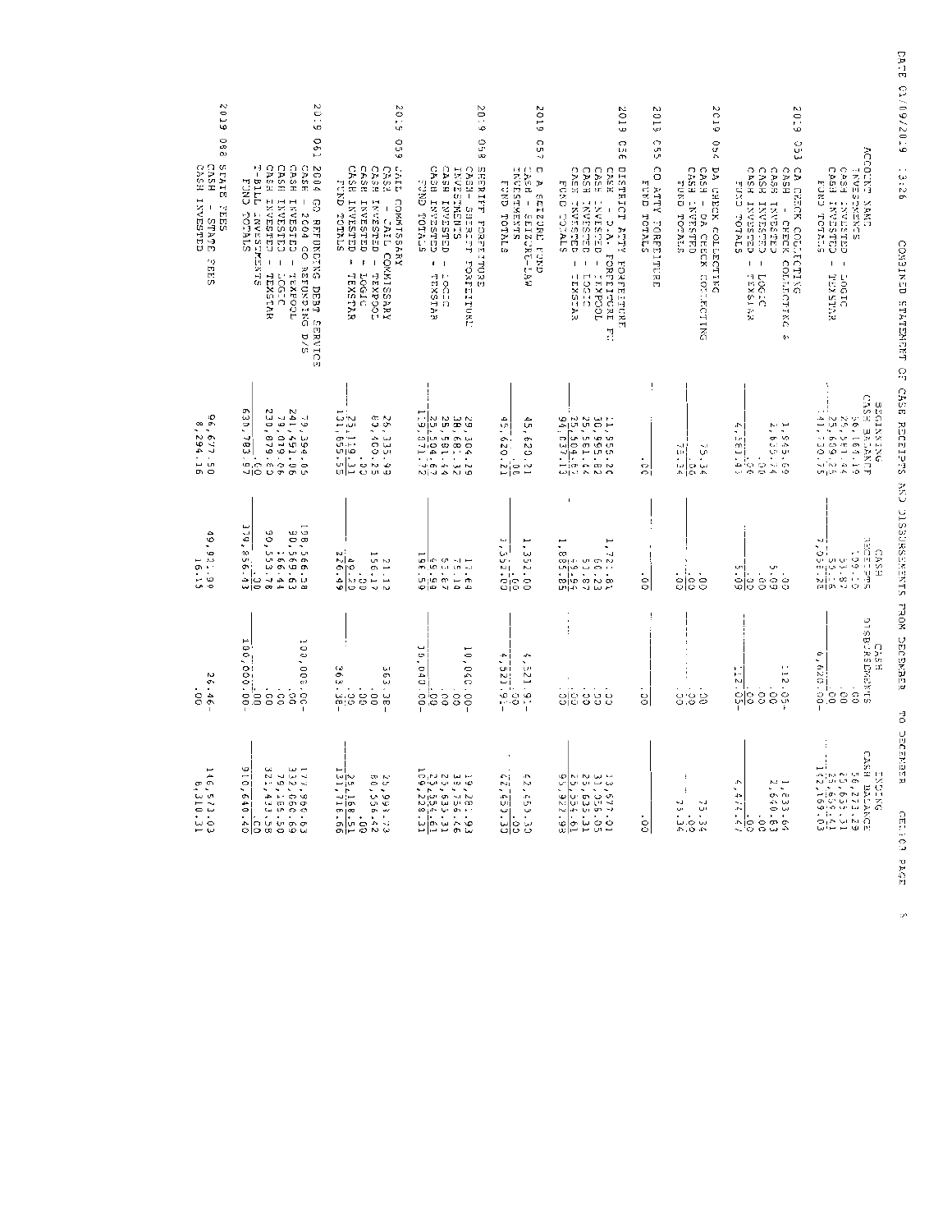COMBINED STATEMENT OF CASH RECEIPTS AND DISBURSEMENTS FROM DECEMBER TO DECEMBER

| ACCOUNT NAME | BEGINNING CASH BALANCE | CASH RECEIPTS | CASH DISBURSEMENTS | ENDING CASH BALANCE |
|---|---|---|---|---|
| INVESTMENTS | 56,164.19 | 109.10 | .00 | 56,273.29 |
| CASH INVESTED - LOGIC | 25,581.44 | 53.87 | .00 | 25,635.31 |
| CASH INVESTED - TEXSTAR | 25,609.25 | 50.16 | .00 | 25,659.41 |
| FUND TOTALS | 141,120.75 | 7,058.28 | 6,020.00- | 142,159.03 |
| **2019 053 CA CHECK COLLECTING** | | | | |
| CASH - CHECK COLLECTING & | 1,945.69 | .00 | 112.05- | 1,833.64 |
| CASH INVESTED | 2,635.74 | 5.09 | .00 | 2,640.83 |
| CASH INVESTED - LOGIC | .00 | .00 | .00 | .00 |
| CASH INVESTED - TEXSTAR | .00 | .00 | .00 | .00 |
| FUND TOTALS | 4,581.43 | 5.09 | 112.05- | 4,474.47 |
| **2019 054 DA CHECK COLLECTING** | | | | |
| CASH - DA CHECK COLLECTING | 75.34 | .00 | .00 | 75.34 |
| CASH INVESTED | .00 | .00 | .00 | .00 |
| FUND TOTALS | 75.34 | .00 | .00 | 75.34 |
| **2019 055 CO ATTY FORFEITURE** | | | | |
| FUND TOTALS | .00 | .00 | .00 | .00 |
| **2019 056 DISTRICT ATTY FORFEITURE** | | | | |
| CASH - D.A. FORFEITURE FU | 11,955.20 | 1,721.81 | .00 | 13,677.01 |
| CASH INVESTED - TEXPOOL | 30,995.82 | 60.23 | .00 | 31,056.05 |
| CASH INVESTED - LOGIC | 25,581.44 | 53.87 | .00 | 25,635.31 |
| CASH INVESTED - TEXSTAR | 25,504.67 | 49.94 | .00 | 25,554.61 |
| FUND TOTALS | 94,037.13 | 1,885.85 | .00 | 95,922.98 |
| **2019 057 D.A. SEIZURE FUND** | | | | |
| CASH - SEIZURE-LAW | 45,620.21 | 1,352.00 | 4,521.91- | 42,450.30 |
| INVESTMENTS | .00 | .00 | .00 | .00 |
| FUND TOTALS | 45,620.21 | 1,352.00 | 4,521.91- | 42,450.30 |
| **2019 058 SHERIFF FORFEITURE** | | | | |
| CASH- SHERIFF FORFEITURE | 29,304.29 | 17.64 | 10,040.00- | 19,281.93 |
| INVESTMENTS | 38,681.32 | 75.14 | .00 | 38,756.46 |
| CASH INVESTED - LOGIC | 25,581.44 | 53.87 | .00 | 25,635.31 |
| CASH INVESTED - TEXSTAR | 25,504.67 | 49.94 | .00 | 25,554.61 |
| FUND TOTALS | 119,071.72 | 196.59 | 10,040.00- | 109,228.31 |
| **2019 059 JAIL COMMISSARY** | | | | |
| CASH - JAIL COMMISSARY | 26,335.99 | 21.12 | 363.38- | 25,993.73 |
| CASH INVESTED - TEXPOOL | 80,400.25 | 156.17 | .00 | 80,556.42 |
| CASH INVESTED - LOGIC | .00 | .00 | .00 | .00 |
| CASH INVESTED - TEXSTAR | 25,119.31 | 49.20 | .00 | 25,168.51 |
| FUND TOTALS | 131,855.55 | 226.49 | 363.38- | 131,718.66 |
| **2019 061 2004 GO REFUNDING DEBT SERVICE** | | | | |
| CASH - 2004 GO REFUNDING D/S | 79,394.05 | 198,566.58 | 100,000.00- | 177,960.63 |
| CASH INVESTED - TEXPOOL | 241,491.06 | 90,569.63 | .00 | 332,060.69 |
| CASH INVESTED - LOGIC | 79,019.06 | 166.44 | .00 | 79,185.50 |
| CASH INVESTED - TEXSTAR | 230,879.80 | 90,553.78 | .00 | 321,433.58 |
| T-BILL INVESTMENTS | .00 | .00 | .00 | .00 |
| FUND TOTALS | 630,783.97 | 379,856.43 | 100,000.00- | 910,640.40 |
| **2019 086 STATE FEES** | | | | |
| CASH - STATE FEES | 96,677.50 | 49,921.99 | 26.46- | 146,573.03 |
| CASH INVESTED | 8,294.16 | 16.15 | .00 | 8,310.31 |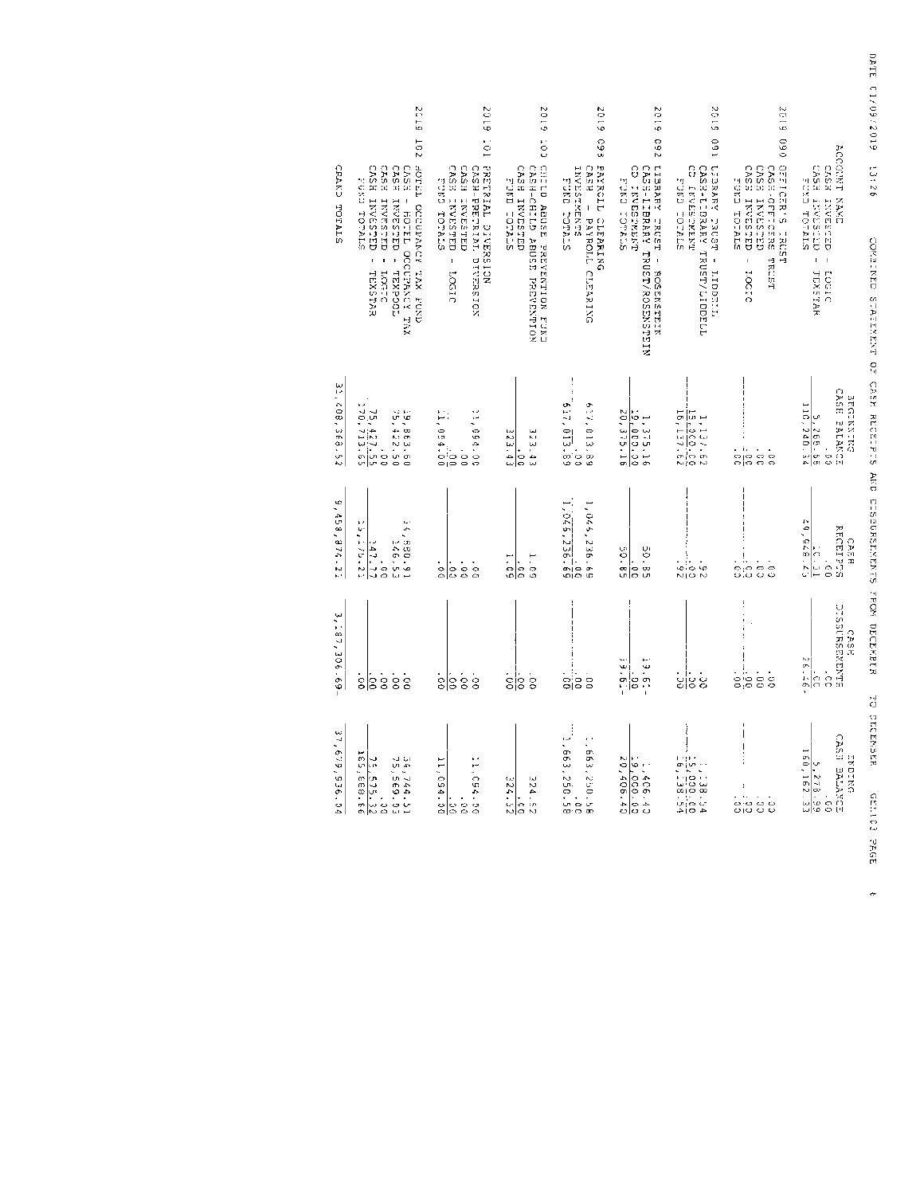# COMBINED STATEMENT OF CASH RECEIPTS AND DISBURSEMENTS FROM DECEMBER TO DECEMBER

| ACCOUNT NAME | BEGINNING CASH BALANCE | CASH RECEIPTS | CASH DISBURSEMENTS | ENDING CASH BALANCE |
|---|---|---|---|---|
| CASH INVESTED - LOGIC | .00 | .00 | .00 | .00 |
| CASH INVESTED - TEXSTAR | 5,268.68 | 10.31 | .00 | 5,278.99 |
| FUND TOTALS | 110,240.34 | 49,948.45 | 26.46- | 160,162.33 |
| **2019 090 OFFICER'S TRUST** | | | | |
| CASH-OFFICERS TRUST | .00 | .00 | .00 | .00 |
| CASH INVESTED | .00 | .00 | .00 | .00 |
| CASH INVESTED - LOGIC | .00 | .00 | .00 | .00 |
| FUND TOTALS | .00 | .00 | .00 | .00 |
| **2019 091 LIBRARY TRUST - LIDDELL** | | | | |
| CASH-LIBRARY TRUST/LIDDELL | 1,137.62 | .92 | .00 | 1,138.54 |
| CD INVESTMENT | 15,000.00 | .00 | .00 | 15,000.00 |
| FUND TOTALS | 16,137.62 | .92 | .00 | 16,138.54 |
| **2019 092 LIBRARY TRUST - ROSENSTEIN** | | | | |
| CASH-LIBRARY TRUST/ROSENSTEIN | 1,375.16 | 50.85 | 19.61- | 1,406.40 |
| CD INVESTMENT | 19,000.00 | .00 | .00 | 19,000.00 |
| FUND TOTALS | 20,375.16 | 50.85 | 19.61- | 20,406.40 |
| **2019 093 PAYROLL CLEARING** | | | | |
| CASH - PAYROLL CLEARING | 617,013.89 | 1,046,236.69 | .00 | 1,663,250.58 |
| INVESTMENTS | .00 | .00 | .00 | .00 |
| FUND TOTALS | 617,013.89 | 1,046,236.69 | .00 | 1,663,250.58 |
| **2019 100 CHILD ABUSE PREVENTION FUND** | | | | |
| CASH-CHILD ABUSE PREVENTION | 323.43 | 1.09 | .00 | 324.52 |
| CASH INVESTED | .00 | .00 | .00 | .00 |
| FUND TOTALS | 323.43 | 1.09 | .00 | 324.52 |
| **2019 101 PRETRIAL DIVERSION** | | | | |
| CASH-PRETRIAL DIVERSION | 11,094.00 | .00 | .00 | 11,094.00 |
| CASH INVESTED | .00 | .00 | .00 | .00 |
| CASH INVESTED - LOGIC | .00 | .00 | .00 | .00 |
| FUND TOTALS | 11,094.00 | .00 | .00 | 11,094.00 |
| **2019 102 HOTEL OCCUPANCY TAX FUND** | | | | |
| CASH - HOTEL OCCUPANCY TAX | 19,863.60 | 14,880.91 | .00 | 34,744.51 |
| CASH INVESTED - TEXPOOL | 75,422.50 | 146.53 | .00 | 75,569.03 |
| CASH INVESTED - LOGIC | .00 | .00 | .00 | .00 |
| CASH INVESTED - TEXSTAR | 75,427.55 | 147.77 | .00 | 75,575.32 |
| FUND TOTALS | 170,713.65 | 15,175.21 | .00 | 185,888.86 |
| **GRAND TOTALS** | 31,408,368.52 | 9,458,874.21 | 3,187,306.69- | 37,679,936.04 |